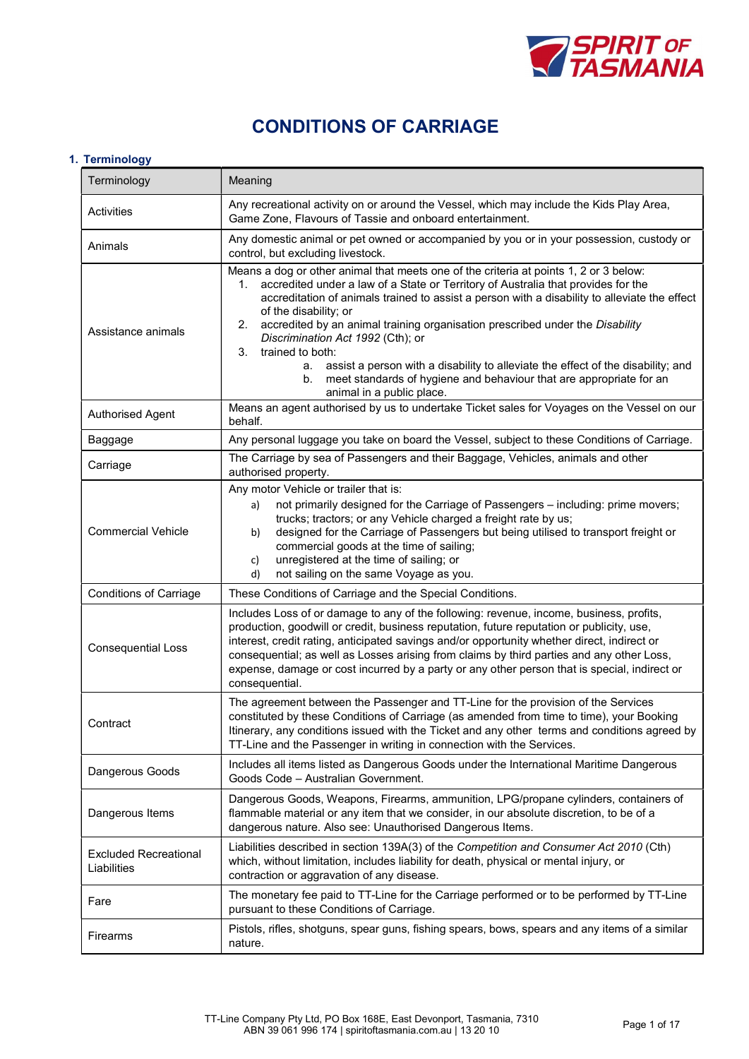# CONDITIONS OF CARRIAGE

## 1. Terminology

| Terminology | Meaning |
|---|---|
| Activities | Any recreational activity on or around the Vessel, which may include the Kids Play Area, Game Zone, Flavours of Tassie and onboard entertainment. |
| Animals | Any domestic animal or pet owned or accompanied by you or in your possession, custody or control, but excluding livestock. |
| Assistance animals | Means a dog or other animal that meets one of the criteria at points 1, 2 or 3 below: 1. accredited under a law of a State or Territory of Australia that provides for the accreditation of animals trained to assist a person with a disability to alleviate the effect of the disability; or 2. accredited by an animal training organisation prescribed under the *Disability Discrimination Act 1992* (Cth); or 3. trained to both: a. assist a person with a disability to alleviate the effect of the disability; and b. meet standards of hygiene and behaviour that are appropriate for an animal in a public place. |
| Authorised Agent | Means an agent authorised by us to undertake Ticket sales for Voyages on the Vessel on our behalf. |
| Baggage | Any personal luggage you take on board the Vessel, subject to these Conditions of Carriage. |
| Carriage | The Carriage by sea of Passengers and their Baggage, Vehicles, animals and other authorised property. |
| Commercial Vehicle | Any motor Vehicle or trailer that is: a) not primarily designed for the Carriage of Passengers – including: prime movers; trucks; tractors; or any Vehicle charged a freight rate by us; b) designed for the Carriage of Passengers but being utilised to transport freight or commercial goods at the time of sailing; c) unregistered at the time of sailing; or d) not sailing on the same Voyage as you. |
| Conditions of Carriage | These Conditions of Carriage and the Special Conditions. |
| Consequential Loss | Includes Loss of or damage to any of the following: revenue, income, business, profits, production, goodwill or credit, business reputation, future reputation or publicity, use, interest, credit rating, anticipated savings and/or opportunity whether direct, indirect or consequential; as well as Losses arising from claims by third parties and any other Loss, expense, damage or cost incurred by a party or any other person that is special, indirect or consequential. |
| Contract | The agreement between the Passenger and TT-Line for the provision of the Services constituted by these Conditions of Carriage (as amended from time to time), your Booking Itinerary, any conditions issued with the Ticket and any other terms and conditions agreed by TT-Line and the Passenger in writing in connection with the Services. |
| Dangerous Goods | Includes all items listed as Dangerous Goods under the International Maritime Dangerous Goods Code – Australian Government. |
| Dangerous Items | Dangerous Goods, Weapons, Firearms, ammunition, LPG/propane cylinders, containers of flammable material or any item that we consider, in our absolute discretion, to be of a dangerous nature. Also see: Unauthorised Dangerous Items. |
| Excluded Recreational Liabilities | Liabilities described in section 139A(3) of the *Competition and Consumer Act 2010* (Cth) which, without limitation, includes liability for death, physical or mental injury, or contraction or aggravation of any disease. |
| Fare | The monetary fee paid to TT-Line for the Carriage performed or to be performed by TT-Line pursuant to these Conditions of Carriage. |
| Firearms | Pistols, rifles, shotguns, spear guns, fishing spears, bows, spears and any items of a similar nature. |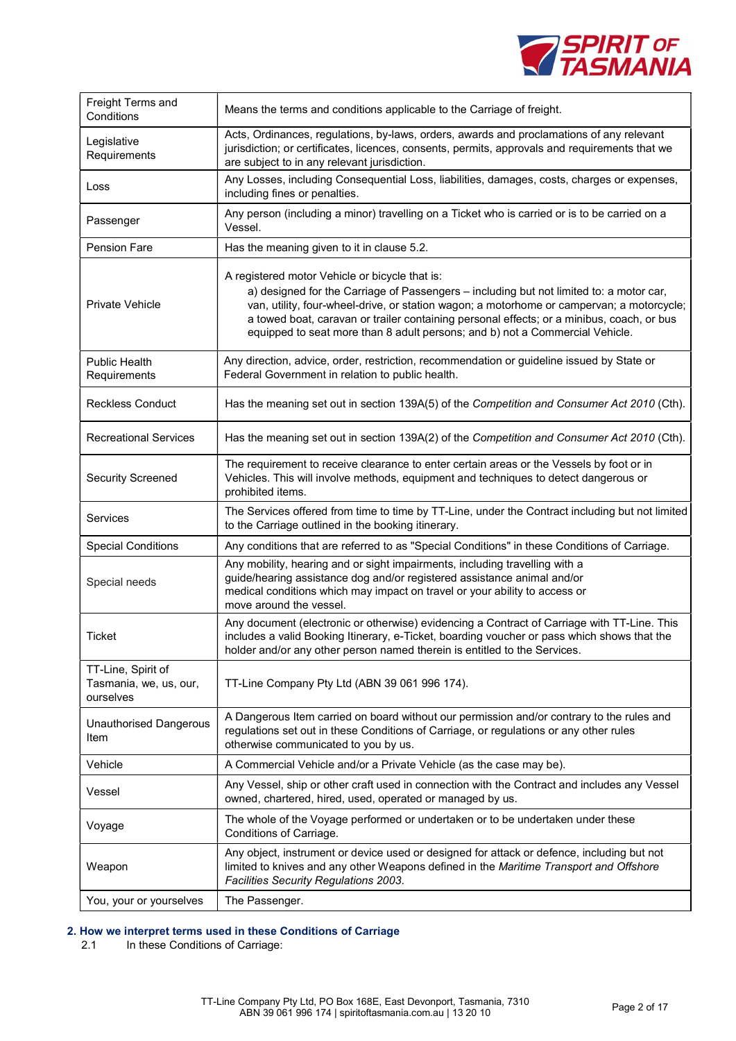| Term | Meaning |
|---|---|
| Freight Terms and Conditions | Means the terms and conditions applicable to the Carriage of freight. |
| Legislative Requirements | Acts, Ordinances, regulations, by-laws, orders, awards and proclamations of any relevant jurisdiction; or certificates, licences, consents, permits, approvals and requirements that we are subject to in any relevant jurisdiction. |
| Loss | Any Losses, including Consequential Loss, liabilities, damages, costs, charges or expenses, including fines or penalties. |
| Passenger | Any person (including a minor) travelling on a Ticket who is carried or is to be carried on a Vessel. |
| Pension Fare | Has the meaning given to it in clause 5.2. |
| Private Vehicle | A registered motor Vehicle or bicycle that is: a) designed for the Carriage of Passengers – including but not limited to: a motor car, van, utility, four-wheel-drive, or station wagon; a motorhome or campervan; a motorcycle; a towed boat, caravan or trailer containing personal effects; or a minibus, coach, or bus equipped to seat more than 8 adult persons; and b) not a Commercial Vehicle. |
| Public Health Requirements | Any direction, advice, order, restriction, recommendation or guideline issued by State or Federal Government in relation to public health. |
| Reckless Conduct | Has the meaning set out in section 139A(5) of the *Competition and Consumer Act 2010* (Cth). |
| Recreational Services | Has the meaning set out in section 139A(2) of the *Competition and Consumer Act 2010* (Cth). |
| Security Screened | The requirement to receive clearance to enter certain areas or the Vessels by foot or in Vehicles. This will involve methods, equipment and techniques to detect dangerous or prohibited items. |
| Services | The Services offered from time to time by TT-Line, under the Contract including but not limited to the Carriage outlined in the booking itinerary. |
| Special Conditions | Any conditions that are referred to as "Special Conditions" in these Conditions of Carriage. |
| Special needs | Any mobility, hearing and or sight impairments, including travelling with a guide/hearing assistance dog and/or registered assistance animal and/or medical conditions which may impact on travel or your ability to access or move around the vessel. |
| Ticket | Any document (electronic or otherwise) evidencing a Contract of Carriage with TT-Line. This includes a valid Booking Itinerary, e-Ticket, boarding voucher or pass which shows that the holder and/or any other person named therein is entitled to the Services. |
| TT-Line, Spirit of Tasmania, we, us, our, ourselves | TT-Line Company Pty Ltd (ABN 39 061 996 174). |
| Unauthorised Dangerous Item | A Dangerous Item carried on board without our permission and/or contrary to the rules and regulations set out in these Conditions of Carriage, or regulations or any other rules otherwise communicated to you by us. |
| Vehicle | A Commercial Vehicle and/or a Private Vehicle (as the case may be). |
| Vessel | Any Vessel, ship or other craft used in connection with the Contract and includes any Vessel owned, chartered, hired, used, operated or managed by us. |
| Voyage | The whole of the Voyage performed or undertaken or to be undertaken under these Conditions of Carriage. |
| Weapon | Any object, instrument or device used or designed for attack or defence, including but not limited to knives and any other Weapons defined in the *Maritime Transport and Offshore Facilities Security Regulations 2003*. |
| You, your or yourselves | The Passenger. |

## 2. How we interpret terms used in these Conditions of Carriage

2.1 In these Conditions of Carriage: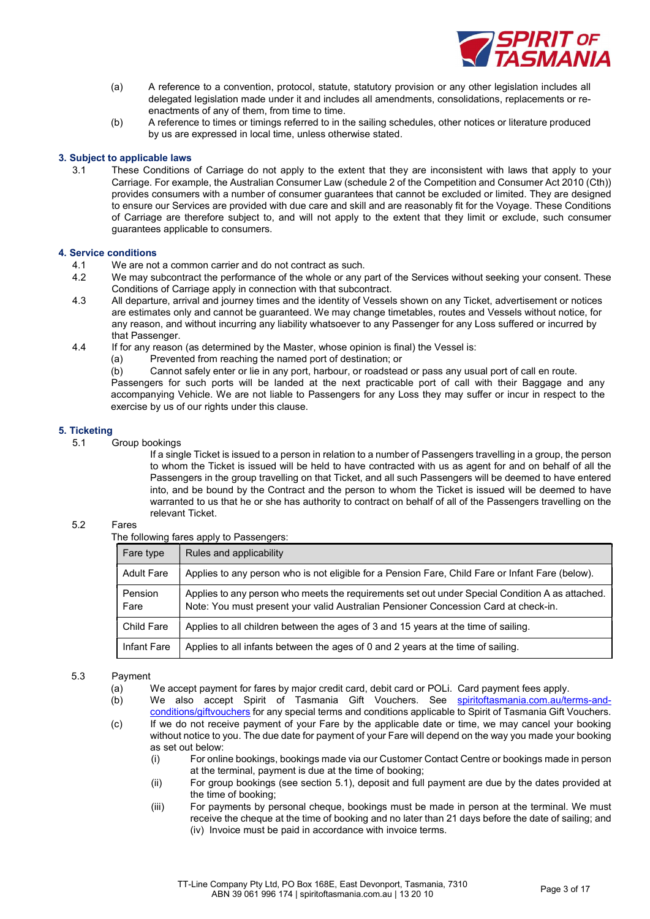(a) A reference to a convention, protocol, statute, statutory provision or any other legislation includes all delegated legislation made under it and includes all amendments, consolidations, replacements or re-enactments of any of them, from time to time.

(b) A reference to times or timings referred to in the sailing schedules, other notices or literature produced by us are expressed in local time, unless otherwise stated.

### 3. Subject to applicable laws

3.1 These Conditions of Carriage do not apply to the extent that they are inconsistent with laws that apply to your Carriage. For example, the Australian Consumer Law (schedule 2 of the Competition and Consumer Act 2010 (Cth)) provides consumers with a number of consumer guarantees that cannot be excluded or limited. They are designed to ensure our Services are provided with due care and skill and are reasonably fit for the Voyage. These Conditions of Carriage are therefore subject to, and will not apply to the extent that they limit or exclude, such consumer guarantees applicable to consumers.

### 4. Service conditions

4.1 We are not a common carrier and do not contract as such.

4.2 We may subcontract the performance of the whole or any part of the Services without seeking your consent. These Conditions of Carriage apply in connection with that subcontract.

4.3 All departure, arrival and journey times and the identity of Vessels shown on any Ticket, advertisement or notices are estimates only and cannot be guaranteed. We may change timetables, routes and Vessels without notice, for any reason, and without incurring any liability whatsoever to any Passenger for any Loss suffered or incurred by that Passenger.

4.4 If for any reason (as determined by the Master, whose opinion is final) the Vessel is:

(a) Prevented from reaching the named port of destination; or

(b) Cannot safely enter or lie in any port, harbour, or roadstead or pass any usual port of call en route.

Passengers for such ports will be landed at the next practicable port of call with their Baggage and any accompanying Vehicle. We are not liable to Passengers for any Loss they may suffer or incur in respect to the exercise by us of our rights under this clause.

### 5. Ticketing

5.1 Group bookings

If a single Ticket is issued to a person in relation to a number of Passengers travelling in a group, the person to whom the Ticket is issued will be held to have contracted with us as agent for and on behalf of all the Passengers in the group travelling on that Ticket, and all such Passengers will be deemed to have entered into, and be bound by the Contract and the person to whom the Ticket is issued will be deemed to have warranted to us that he or she has authority to contract on behalf of all of the Passengers travelling on the relevant Ticket.

5.2 Fares

The following fares apply to Passengers:

| Fare type | Rules and applicability |
|---|---|
| Adult Fare | Applies to any person who is not eligible for a Pension Fare, Child Fare or Infant Fare (below). |
| Pension Fare | Applies to any person who meets the requirements set out under Special Condition A as attached. Note: You must present your valid Australian Pensioner Concession Card at check-in. |
| Child Fare | Applies to all children between the ages of 3 and 15 years at the time of sailing. |
| Infant Fare | Applies to all infants between the ages of 0 and 2 years at the time of sailing. |

5.3 Payment

(a) We accept payment for fares by major credit card, debit card or POLi. Card payment fees apply.

(b) We also accept Spirit of Tasmania Gift Vouchers. See [spiritoftasmania.com.au/terms-and-conditions/giftvouchers](spiritoftasmania.com.au/terms-and-conditions/giftvouchers) for any special terms and conditions applicable to Spirit of Tasmania Gift Vouchers.

(c) If we do not receive payment of your Fare by the applicable date or time, we may cancel your booking without notice to you. The due date for payment of your Fare will depend on the way you made your booking as set out below:

(i) For online bookings, bookings made via our Customer Contact Centre or bookings made in person at the terminal, payment is due at the time of booking;

(ii) For group bookings (see section 5.1), deposit and full payment are due by the dates provided at the time of booking;

(iii) For payments by personal cheque, bookings must be made in person at the terminal. We must receive the cheque at the time of booking and no later than 21 days before the date of sailing; and

(iv) Invoice must be paid in accordance with invoice terms.

TT-Line Company Pty Ltd, PO Box 168E, East Devonport, Tasmania, 7310
ABN 39 061 996 174 | spiritoftasmania.com.au | 13 20 10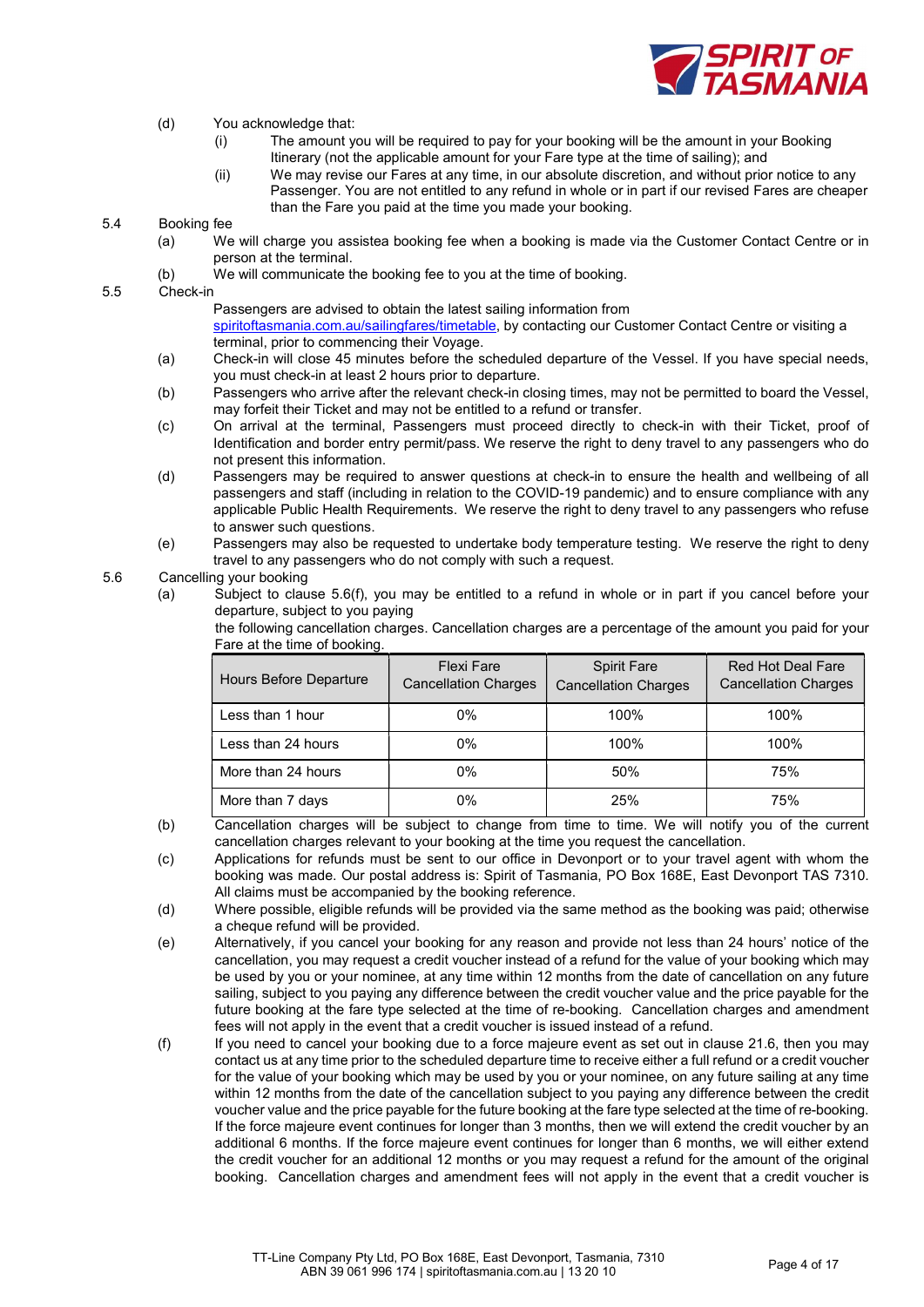(d) You acknowledge that:

(i) The amount you will be required to pay for your booking will be the amount in your Booking Itinerary (not the applicable amount for your Fare type at the time of sailing); and

(ii) We may revise our Fares at any time, in our absolute discretion, and without prior notice to any Passenger. You are not entitled to any refund in whole or in part if our revised Fares are cheaper than the Fare you paid at the time you made your booking.

5.4 Booking fee

(a) We will charge you assistea booking fee when a booking is made via the Customer Contact Centre or in person at the terminal.

(b) We will communicate the booking fee to you at the time of booking.

5.5 Check-in

Passengers are advised to obtain the latest sailing information from [spiritoftasmania.com.au/sailingfares/timetable](spiritoftasmania.com.au/sailingfares/timetable), by contacting our Customer Contact Centre or visiting a terminal, prior to commencing their Voyage.

(a) Check-in will close 45 minutes before the scheduled departure of the Vessel. If you have special needs, you must check-in at least 2 hours prior to departure.

(b) Passengers who arrive after the relevant check-in closing times, may not be permitted to board the Vessel, may forfeit their Ticket and may not be entitled to a refund or transfer.

(c) On arrival at the terminal, Passengers must proceed directly to check-in with their Ticket, proof of Identification and border entry permit/pass. We reserve the right to deny travel to any passengers who do not present this information.

(d) Passengers may be required to answer questions at check-in to ensure the health and wellbeing of all passengers and staff (including in relation to the COVID-19 pandemic) and to ensure compliance with any applicable Public Health Requirements. We reserve the right to deny travel to any passengers who refuse to answer such questions.

(e) Passengers may also be requested to undertake body temperature testing. We reserve the right to deny travel to any passengers who do not comply with such a request.

5.6 Cancelling your booking

(a) Subject to clause 5.6(f), you may be entitled to a refund in whole or in part if you cancel before your departure, subject to you paying the following cancellation charges. Cancellation charges are a percentage of the amount you paid for your Fare at the time of booking.

| Hours Before Departure | Flexi Fare Cancellation Charges | Spirit Fare Cancellation Charges | Red Hot Deal Fare Cancellation Charges |
|---|---|---|---|
| Less than 1 hour | 0% | 100% | 100% |
| Less than 24 hours | 0% | 100% | 100% |
| More than 24 hours | 0% | 50% | 75% |
| More than 7 days | 0% | 25% | 75% |

(b) Cancellation charges will be subject to change from time to time. We will notify you of the current cancellation charges relevant to your booking at the time you request the cancellation.

(c) Applications for refunds must be sent to our office in Devonport or to your travel agent with whom the booking was made. Our postal address is: Spirit of Tasmania, PO Box 168E, East Devonport TAS 7310. All claims must be accompanied by the booking reference.

(d) Where possible, eligible refunds will be provided via the same method as the booking was paid; otherwise a cheque refund will be provided.

(e) Alternatively, if you cancel your booking for any reason and provide not less than 24 hours' notice of the cancellation, you may request a credit voucher instead of a refund for the value of your booking which may be used by you or your nominee, at any time within 12 months from the date of cancellation on any future sailing, subject to you paying any difference between the credit voucher value and the price payable for the future booking at the fare type selected at the time of re-booking. Cancellation charges and amendment fees will not apply in the event that a credit voucher is issued instead of a refund.

(f) If you need to cancel your booking due to a force majeure event as set out in clause 21.6, then you may contact us at any time prior to the scheduled departure time to receive either a full refund or a credit voucher for the value of your booking which may be used by you or your nominee, on any future sailing at any time within 12 months from the date of the cancellation subject to you paying any difference between the credit voucher value and the price payable for the future booking at the fare type selected at the time of re-booking. If the force majeure event continues for longer than 3 months, then we will extend the credit voucher by an additional 6 months. If the force majeure event continues for longer than 6 months, we will either extend the credit voucher for an additional 12 months or you may request a refund for the amount of the original booking. Cancellation charges and amendment fees will not apply in the event that a credit voucher is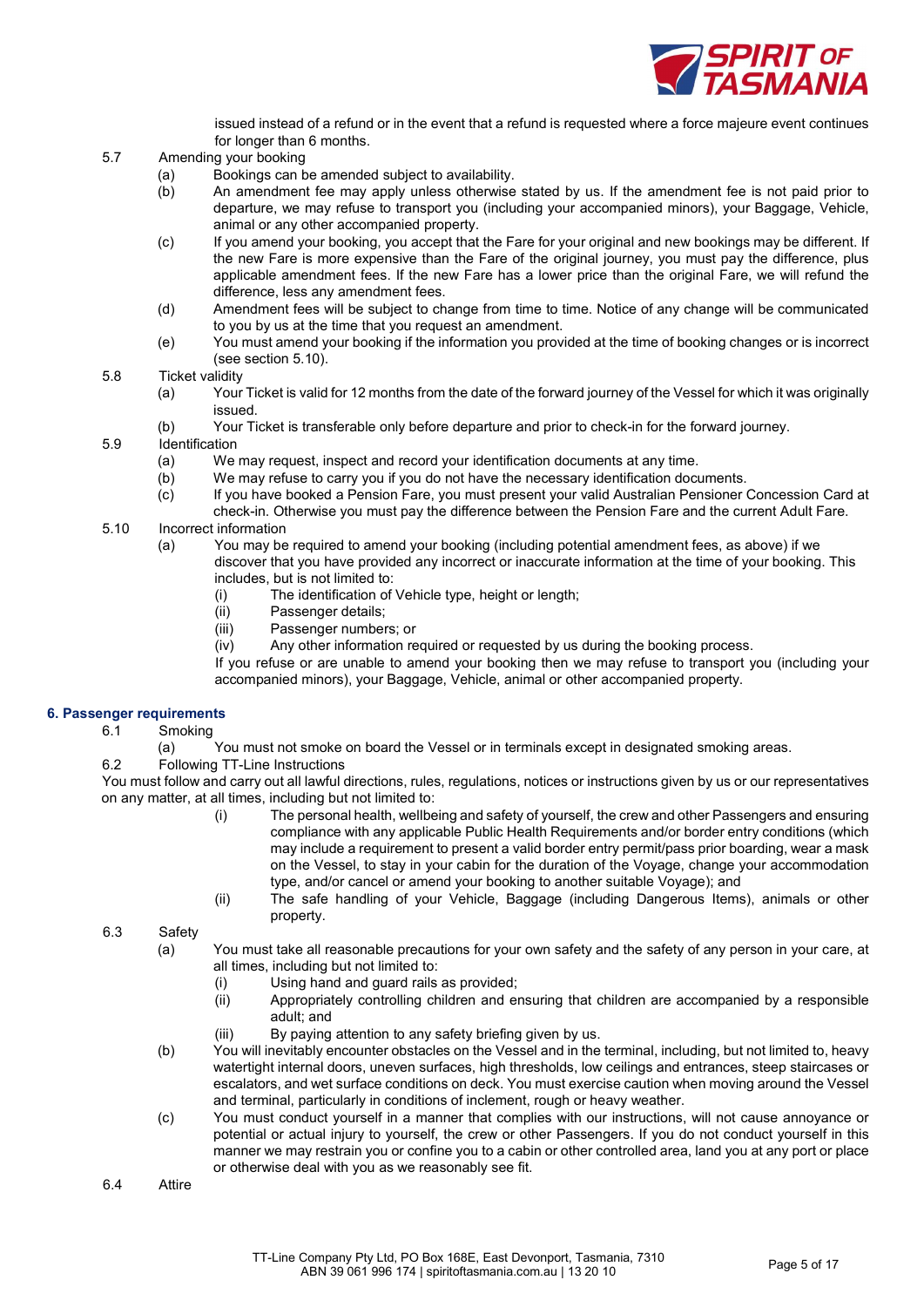issued instead of a refund or in the event that a refund is requested where a force majeure event continues for longer than 6 months.

5.7 Amending your booking

(a) Bookings can be amended subject to availability.

(b) An amendment fee may apply unless otherwise stated by us. If the amendment fee is not paid prior to departure, we may refuse to transport you (including your accompanied minors), your Baggage, Vehicle, animal or any other accompanied property.

(c) If you amend your booking, you accept that the Fare for your original and new bookings may be different. If the new Fare is more expensive than the Fare of the original journey, you must pay the difference, plus applicable amendment fees. If the new Fare has a lower price than the original Fare, we will refund the difference, less any amendment fees.

(d) Amendment fees will be subject to change from time to time. Notice of any change will be communicated to you by us at the time that you request an amendment.

(e) You must amend your booking if the information you provided at the time of booking changes or is incorrect (see section 5.10).

5.8 Ticket validity

(a) Your Ticket is valid for 12 months from the date of the forward journey of the Vessel for which it was originally issued.

(b) Your Ticket is transferable only before departure and prior to check-in for the forward journey.

5.9 Identification

(a) We may request, inspect and record your identification documents at any time.

(b) We may refuse to carry you if you do not have the necessary identification documents.

(c) If you have booked a Pension Fare, you must present your valid Australian Pensioner Concession Card at check-in. Otherwise you must pay the difference between the Pension Fare and the current Adult Fare.

5.10 Incorrect information

(a) You may be required to amend your booking (including potential amendment fees, as above) if we discover that you have provided any incorrect or inaccurate information at the time of your booking. This includes, but is not limited to:

(i) The identification of Vehicle type, height or length;

(ii) Passenger details;

(iii) Passenger numbers; or

(iv) Any other information required or requested by us during the booking process.

If you refuse or are unable to amend your booking then we may refuse to transport you (including your accompanied minors), your Baggage, Vehicle, animal or other accompanied property.

## 6. Passenger requirements

6.1 Smoking

(a) You must not smoke on board the Vessel or in terminals except in designated smoking areas.

6.2 Following TT-Line Instructions

You must follow and carry out all lawful directions, rules, regulations, notices or instructions given by us or our representatives on any matter, at all times, including but not limited to:

(i) The personal health, wellbeing and safety of yourself, the crew and other Passengers and ensuring compliance with any applicable Public Health Requirements and/or border entry conditions (which may include a requirement to present a valid border entry permit/pass prior boarding, wear a mask on the Vessel, to stay in your cabin for the duration of the Voyage, change your accommodation type, and/or cancel or amend your booking to another suitable Voyage); and

(ii) The safe handling of your Vehicle, Baggage (including Dangerous Items), animals or other property.

6.3 Safety

(a) You must take all reasonable precautions for your own safety and the safety of any person in your care, at all times, including but not limited to:

(i) Using hand and guard rails as provided;

(ii) Appropriately controlling children and ensuring that children are accompanied by a responsible adult; and

(iii) By paying attention to any safety briefing given by us.

(b) You will inevitably encounter obstacles on the Vessel and in the terminal, including, but not limited to, heavy watertight internal doors, uneven surfaces, high thresholds, low ceilings and entrances, steep staircases or escalators, and wet surface conditions on deck. You must exercise caution when moving around the Vessel and terminal, particularly in conditions of inclement, rough or heavy weather.

(c) You must conduct yourself in a manner that complies with our instructions, will not cause annoyance or potential or actual injury to yourself, the crew or other Passengers. If you do not conduct yourself in this manner we may restrain you or confine you to a cabin or other controlled area, land you at any port or place or otherwise deal with you as we reasonably see fit.

6.4 Attire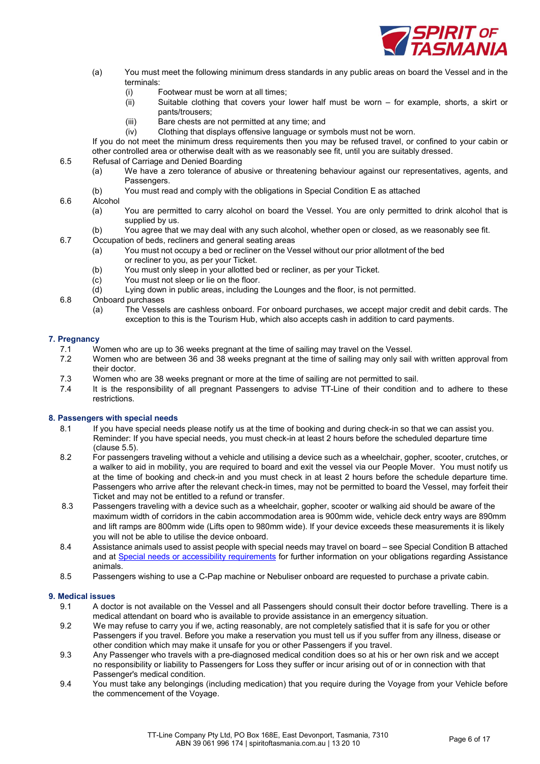(a) You must meet the following minimum dress standards in any public areas on board the Vessel and in the terminals:
   (i) Footwear must be worn at all times;
   (ii) Suitable clothing that covers your lower half must be worn – for example, shorts, a skirt or pants/trousers;
   (iii) Bare chests are not permitted at any time; and
   (iv) Clothing that displays offensive language or symbols must not be worn.

If you do not meet the minimum dress requirements then you may be refused travel, or confined to your cabin or other controlled area or otherwise dealt with as we reasonably see fit, until you are suitably dressed.

6.5 Refusal of Carriage and Denied Boarding
   (a) We have a zero tolerance of abusive or threatening behaviour against our representatives, agents, and Passengers.
   (b) You must read and comply with the obligations in Special Condition E as attached

6.6 Alcohol
   (a) You are permitted to carry alcohol on board the Vessel. You are only permitted to drink alcohol that is supplied by us.
   (b) You agree that we may deal with any such alcohol, whether open or closed, as we reasonably see fit.

6.7 Occupation of beds, recliners and general seating areas
   (a) You must not occupy a bed or recliner on the Vessel without our prior allotment of the bed or recliner to you, as per your Ticket.
   (b) You must only sleep in your allotted bed or recliner, as per your Ticket.
   (c) You must not sleep or lie on the floor.
   (d) Lying down in public areas, including the Lounges and the floor, is not permitted.

6.8 Onboard purchases
   (a) The Vessels are cashless onboard. For onboard purchases, we accept major credit and debit cards. The exception to this is the Tourism Hub, which also accepts cash in addition to card payments.

## 7. Pregnancy

7.1 Women who are up to 36 weeks pregnant at the time of sailing may travel on the Vessel.

7.2 Women who are between 36 and 38 weeks pregnant at the time of sailing may only sail with written approval from their doctor.

7.3 Women who are 38 weeks pregnant or more at the time of sailing are not permitted to sail.

7.4 It is the responsibility of all pregnant Passengers to advise TT-Line of their condition and to adhere to these restrictions.

## 8. Passengers with special needs

8.1 If you have special needs please notify us at the time of booking and during check-in so that we can assist you. Reminder: If you have special needs, you must check-in at least 2 hours before the scheduled departure time (clause 5.5).

8.2 For passengers traveling without a vehicle and utilising a device such as a wheelchair, gopher, scooter, crutches, or a walker to aid in mobility, you are required to board and exit the vessel via our People Mover. You must notify us at the time of booking and check-in and you must check in at least 2 hours before the schedule departure time. Passengers who arrive after the relevant check-in times, may not be permitted to board the Vessel, may forfeit their Ticket and may not be entitled to a refund or transfer.

8.3 Passengers traveling with a device such as a wheelchair, gopher, scooter or walking aid should be aware of the maximum width of corridors in the cabin accommodation area is 900mm wide, vehicle deck entry ways are 890mm and lift ramps are 800mm wide (Lifts open to 980mm wide). If your device exceeds these measurements it is likely you will not be able to utilise the device onboard.

8.4 Assistance animals used to assist people with special needs may travel on board – see Special Condition B attached and at Special needs or accessibility requirements for further information on your obligations regarding Assistance animals.

8.5 Passengers wishing to use a C-Pap machine or Nebuliser onboard are requested to purchase a private cabin.

## 9. Medical issues

9.1 A doctor is not available on the Vessel and all Passengers should consult their doctor before travelling. There is a medical attendant on board who is available to provide assistance in an emergency situation.

9.2 We may refuse to carry you if we, acting reasonably, are not completely satisfied that it is safe for you or other Passengers if you travel. Before you make a reservation you must tell us if you suffer from any illness, disease or other condition which may make it unsafe for you or other Passengers if you travel.

9.3 Any Passenger who travels with a pre-diagnosed medical condition does so at his or her own risk and we accept no responsibility or liability to Passengers for Loss they suffer or incur arising out of or in connection with that Passenger's medical condition.

9.4 You must take any belongings (including medication) that you require during the Voyage from your Vehicle before the commencement of the Voyage.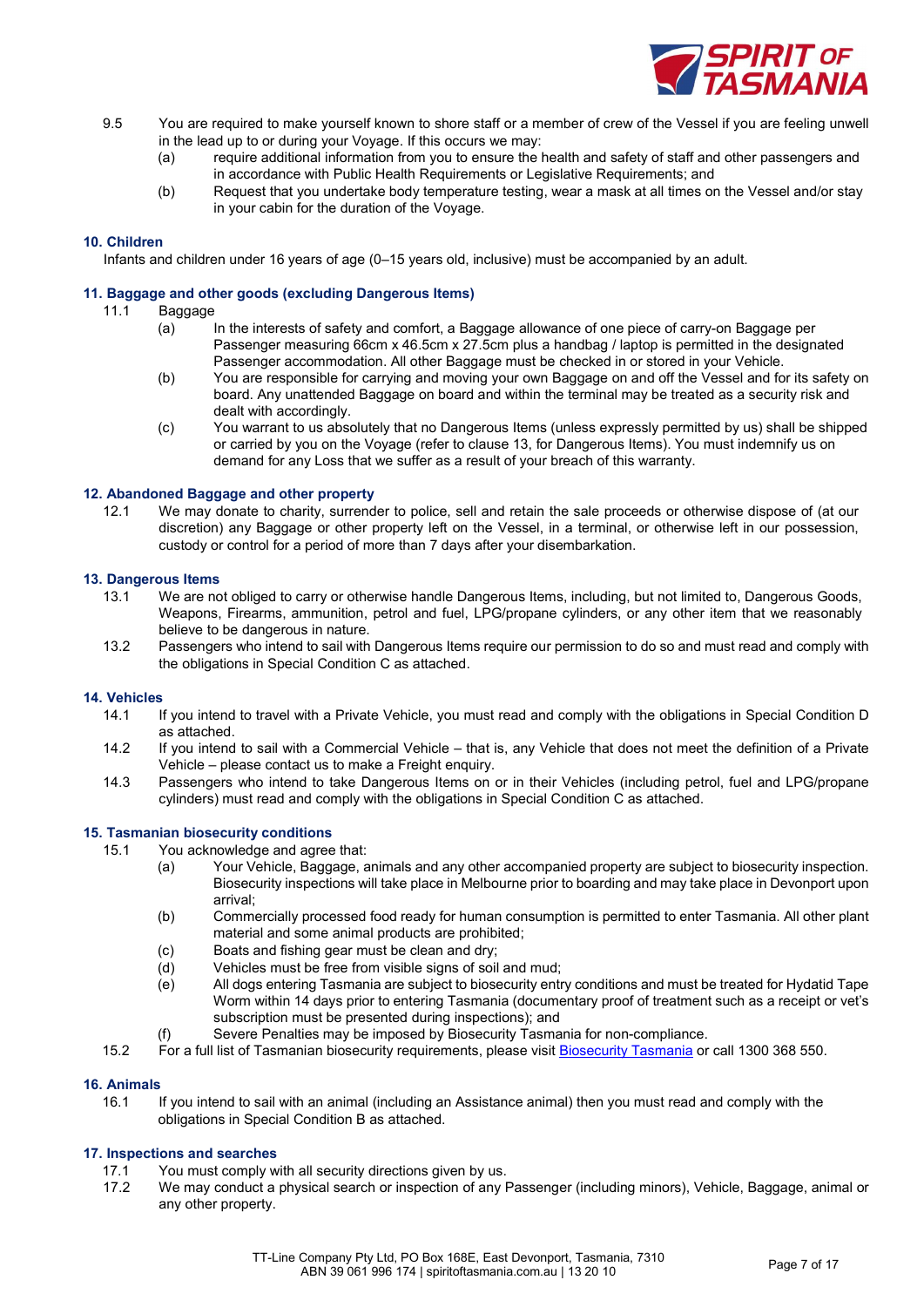9.5 You are required to make yourself known to shore staff or a member of crew of the Vessel if you are feeling unwell in the lead up to or during your Voyage. If this occurs we may:

(a) require additional information from you to ensure the health and safety of staff and other passengers and in accordance with Public Health Requirements or Legislative Requirements; and

(b) Request that you undertake body temperature testing, wear a mask at all times on the Vessel and/or stay in your cabin for the duration of the Voyage.

## 10. Children

Infants and children under 16 years of age (0–15 years old, inclusive) must be accompanied by an adult.

## 11. Baggage and other goods (excluding Dangerous Items)

11.1 Baggage

(a) In the interests of safety and comfort, a Baggage allowance of one piece of carry-on Baggage per Passenger measuring 66cm x 46.5cm x 27.5cm plus a handbag / laptop is permitted in the designated Passenger accommodation. All other Baggage must be checked in or stored in your Vehicle.

(b) You are responsible for carrying and moving your own Baggage on and off the Vessel and for its safety on board. Any unattended Baggage on board and within the terminal may be treated as a security risk and dealt with accordingly.

(c) You warrant to us absolutely that no Dangerous Items (unless expressly permitted by us) shall be shipped or carried by you on the Voyage (refer to clause 13, for Dangerous Items). You must indemnify us on demand for any Loss that we suffer as a result of your breach of this warranty.

## 12. Abandoned Baggage and other property

12.1 We may donate to charity, surrender to police, sell and retain the sale proceeds or otherwise dispose of (at our discretion) any Baggage or other property left on the Vessel, in a terminal, or otherwise left in our possession, custody or control for a period of more than 7 days after your disembarkation.

## 13. Dangerous Items

13.1 We are not obliged to carry or otherwise handle Dangerous Items, including, but not limited to, Dangerous Goods, Weapons, Firearms, ammunition, petrol and fuel, LPG/propane cylinders, or any other item that we reasonably believe to be dangerous in nature.

13.2 Passengers who intend to sail with Dangerous Items require our permission to do so and must read and comply with the obligations in Special Condition C as attached.

## 14. Vehicles

14.1 If you intend to travel with a Private Vehicle, you must read and comply with the obligations in Special Condition D as attached.

14.2 If you intend to sail with a Commercial Vehicle – that is, any Vehicle that does not meet the definition of a Private Vehicle – please contact us to make a Freight enquiry.

14.3 Passengers who intend to take Dangerous Items on or in their Vehicles (including petrol, fuel and LPG/propane cylinders) must read and comply with the obligations in Special Condition C as attached.

## 15. Tasmanian biosecurity conditions

15.1 You acknowledge and agree that:

(a) Your Vehicle, Baggage, animals and any other accompanied property are subject to biosecurity inspection. Biosecurity inspections will take place in Melbourne prior to boarding and may take place in Devonport upon arrival;

(b) Commercially processed food ready for human consumption is permitted to enter Tasmania. All other plant material and some animal products are prohibited;

(c) Boats and fishing gear must be clean and dry;

(d) Vehicles must be free from visible signs of soil and mud;

(e) All dogs entering Tasmania are subject to biosecurity entry conditions and must be treated for Hydatid Tape Worm within 14 days prior to entering Tasmania (documentary proof of treatment such as a receipt or vet's subscription must be presented during inspections); and

(f) Severe Penalties may be imposed by Biosecurity Tasmania for non-compliance.

15.2 For a full list of Tasmanian biosecurity requirements, please visit [Biosecurity Tasmania] or call 1300 368 550.

## 16. Animals

16.1 If you intend to sail with an animal (including an Assistance animal) then you must read and comply with the obligations in Special Condition B as attached.

## 17. Inspections and searches

17.1 You must comply with all security directions given by us.

17.2 We may conduct a physical search or inspection of any Passenger (including minors), Vehicle, Baggage, animal or any other property.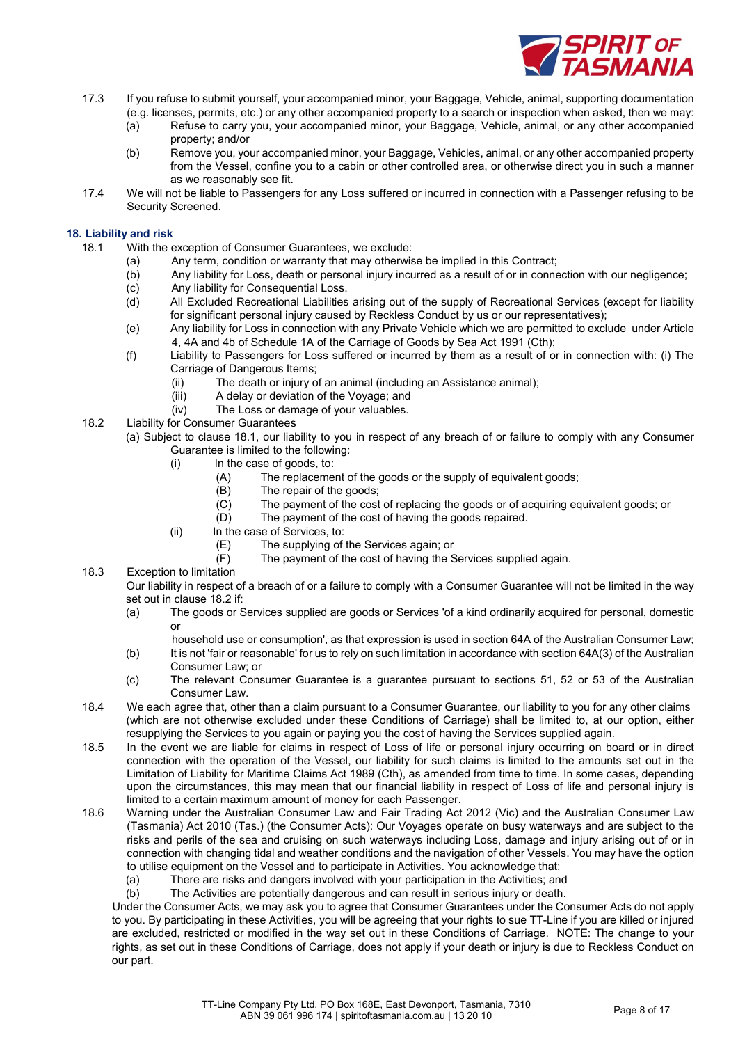17.3 If you refuse to submit yourself, your accompanied minor, your Baggage, Vehicle, animal, supporting documentation (e.g. licenses, permits, etc.) or any other accompanied property to a search or inspection when asked, then we may:

(a) Refuse to carry you, your accompanied minor, your Baggage, Vehicle, animal, or any other accompanied property; and/or

(b) Remove you, your accompanied minor, your Baggage, Vehicles, animal, or any other accompanied property from the Vessel, confine you to a cabin or other controlled area, or otherwise direct you in such a manner as we reasonably see fit.

17.4 We will not be liable to Passengers for any Loss suffered or incurred in connection with a Passenger refusing to be Security Screened.

## 18. Liability and risk

18.1 With the exception of Consumer Guarantees, we exclude:

(a) Any term, condition or warranty that may otherwise be implied in this Contract;

(b) Any liability for Loss, death or personal injury incurred as a result of or in connection with our negligence;

(c) Any liability for Consequential Loss.

(d) All Excluded Recreational Liabilities arising out of the supply of Recreational Services (except for liability for significant personal injury caused by Reckless Conduct by us or our representatives);

(e) Any liability for Loss in connection with any Private Vehicle which we are permitted to exclude under Article 4, 4A and 4b of Schedule 1A of the Carriage of Goods by Sea Act 1991 (Cth);

(f) Liability to Passengers for Loss suffered or incurred by them as a result of or in connection with: (i) The Carriage of Dangerous Items;

(ii) The death or injury of an animal (including an Assistance animal);

(iii) A delay or deviation of the Voyage; and

(iv) The Loss or damage of your valuables.

18.2 Liability for Consumer Guarantees

(a) Subject to clause 18.1, our liability to you in respect of any breach of or failure to comply with any Consumer Guarantee is limited to the following:

(i) In the case of goods, to:

(A) The replacement of the goods or the supply of equivalent goods;

(B) The repair of the goods;

(C) The payment of the cost of replacing the goods or of acquiring equivalent goods; or

(D) The payment of the cost of having the goods repaired.

(ii) In the case of Services, to:

(E) The supplying of the Services again; or

(F) The payment of the cost of having the Services supplied again.

18.3 Exception to limitation

Our liability in respect of a breach of or a failure to comply with a Consumer Guarantee will not be limited in the way set out in clause 18.2 if:

(a) The goods or Services supplied are goods or Services 'of a kind ordinarily acquired for personal, domestic or household use or consumption', as that expression is used in section 64A of the Australian Consumer Law;

(b) It is not 'fair or reasonable' for us to rely on such limitation in accordance with section 64A(3) of the Australian Consumer Law; or

(c) The relevant Consumer Guarantee is a guarantee pursuant to sections 51, 52 or 53 of the Australian Consumer Law.

18.4 We each agree that, other than a claim pursuant to a Consumer Guarantee, our liability to you for any other claims (which are not otherwise excluded under these Conditions of Carriage) shall be limited to, at our option, either resupplying the Services to you again or paying you the cost of having the Services supplied again.

18.5 In the event we are liable for claims in respect of Loss of life or personal injury occurring on board or in direct connection with the operation of the Vessel, our liability for such claims is limited to the amounts set out in the Limitation of Liability for Maritime Claims Act 1989 (Cth), as amended from time to time. In some cases, depending upon the circumstances, this may mean that our financial liability in respect of Loss of life and personal injury is limited to a certain maximum amount of money for each Passenger.

18.6 Warning under the Australian Consumer Law and Fair Trading Act 2012 (Vic) and the Australian Consumer Law (Tasmania) Act 2010 (Tas.) (the Consumer Acts): Our Voyages operate on busy waterways and are subject to the risks and perils of the sea and cruising on such waterways including Loss, damage and injury arising out of or in connection with changing tidal and weather conditions and the navigation of other Vessels. You may have the option to utilise equipment on the Vessel and to participate in Activities. You acknowledge that:

(a) There are risks and dangers involved with your participation in the Activities; and

(b) The Activities are potentially dangerous and can result in serious injury or death.

Under the Consumer Acts, we may ask you to agree that Consumer Guarantees under the Consumer Acts do not apply to you. By participating in these Activities, you will be agreeing that your rights to sue TT-Line if you are killed or injured are excluded, restricted or modified in the way set out in these Conditions of Carriage. NOTE: The change to your rights, as set out in these Conditions of Carriage, does not apply if your death or injury is due to Reckless Conduct on our part.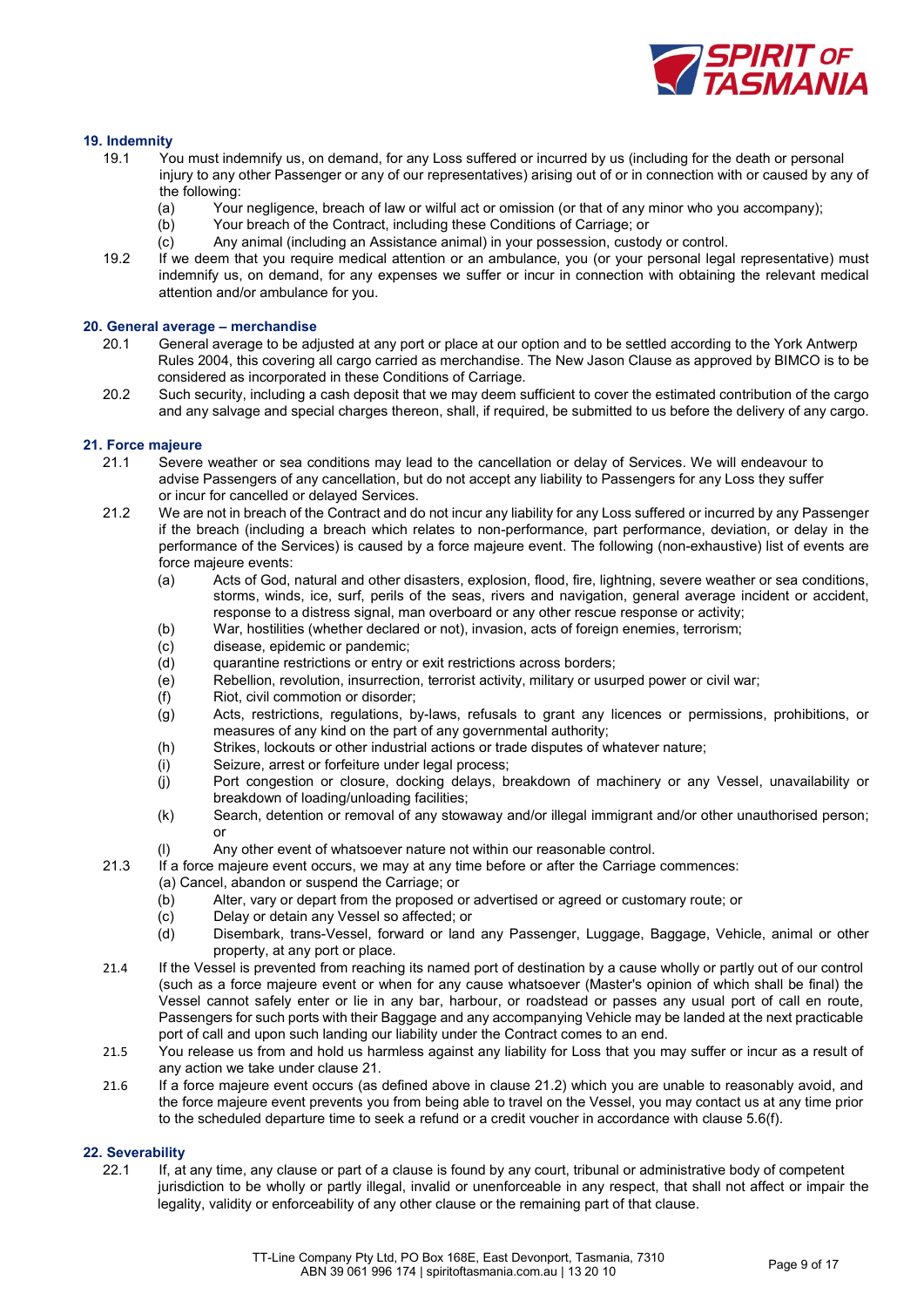## 19. Indemnity

19.1 You must indemnify us, on demand, for any Loss suffered or incurred by us (including for the death or personal injury to any other Passenger or any of our representatives) arising out of or in connection with or caused by any of the following:

- (a) Your negligence, breach of law or wilful act or omission (or that of any minor who you accompany);
- (b) Your breach of the Contract, including these Conditions of Carriage; or
- (c) Any animal (including an Assistance animal) in your possession, custody or control.

19.2 If we deem that you require medical attention or an ambulance, you (or your personal legal representative) must indemnify us, on demand, for any expenses we suffer or incur in connection with obtaining the relevant medical attention and/or ambulance for you.

## 20. General average – merchandise

20.1 General average to be adjusted at any port or place at our option and to be settled according to the York Antwerp Rules 2004, this covering all cargo carried as merchandise. The New Jason Clause as approved by BIMCO is to be considered as incorporated in these Conditions of Carriage.

20.2 Such security, including a cash deposit that we may deem sufficient to cover the estimated contribution of the cargo and any salvage and special charges thereon, shall, if required, be submitted to us before the delivery of any cargo.

## 21. Force majeure

21.1 Severe weather or sea conditions may lead to the cancellation or delay of Services. We will endeavour to advise Passengers of any cancellation, but do not accept any liability to Passengers for any Loss they suffer or incur for cancelled or delayed Services.

21.2 We are not in breach of the Contract and do not incur any liability for any Loss suffered or incurred by any Passenger if the breach (including a breach which relates to non-performance, part performance, deviation, or delay in the performance of the Services) is caused by a force majeure event. The following (non-exhaustive) list of events are force majeure events:

- (a) Acts of God, natural and other disasters, explosion, flood, fire, lightning, severe weather or sea conditions, storms, winds, ice, surf, perils of the seas, rivers and navigation, general average incident or accident, response to a distress signal, man overboard or any other rescue response or activity;
- (b) War, hostilities (whether declared or not), invasion, acts of foreign enemies, terrorism;
- (c) disease, epidemic or pandemic;
- (d) quarantine restrictions or entry or exit restrictions across borders;
- (e) Rebellion, revolution, insurrection, terrorist activity, military or usurped power or civil war;
- (f) Riot, civil commotion or disorder;
- (g) Acts, restrictions, regulations, by-laws, refusals to grant any licences or permissions, prohibitions, or measures of any kind on the part of any governmental authority;
- (h) Strikes, lockouts or other industrial actions or trade disputes of whatever nature;
- (i) Seizure, arrest or forfeiture under legal process;
- (j) Port congestion or closure, docking delays, breakdown of machinery or any Vessel, unavailability or breakdown of loading/unloading facilities;
- (k) Search, detention or removal of any stowaway and/or illegal immigrant and/or other unauthorised person; or
- (l) Any other event of whatsoever nature not within our reasonable control.

21.3 If a force majeure event occurs, we may at any time before or after the Carriage commences:

- (a) Cancel, abandon or suspend the Carriage; or
- (b) Alter, vary or depart from the proposed or advertised or agreed or customary route; or
- (c) Delay or detain any Vessel so affected; or
- (d) Disembark, trans-Vessel, forward or land any Passenger, Luggage, Baggage, Vehicle, animal or other property, at any port or place.

21.4 If the Vessel is prevented from reaching its named port of destination by a cause wholly or partly out of our control (such as a force majeure event or when for any cause whatsoever (Master's opinion of which shall be final) the Vessel cannot safely enter or lie in any bar, harbour, or roadstead or passes any usual port of call en route, Passengers for such ports with their Baggage and any accompanying Vehicle may be landed at the next practicable port of call and upon such landing our liability under the Contract comes to an end.

21.5 You release us from and hold us harmless against any liability for Loss that you may suffer or incur as a result of any action we take under clause 21.

21.6 If a force majeure event occurs (as defined above in clause 21.2) which you are unable to reasonably avoid, and the force majeure event prevents you from being able to travel on the Vessel, you may contact us at any time prior to the scheduled departure time to seek a refund or a credit voucher in accordance with clause 5.6(f).

## 22. Severability

22.1 If, at any time, any clause or part of a clause is found by any court, tribunal or administrative body of competent jurisdiction to be wholly or partly illegal, invalid or unenforceable in any respect, that shall not affect or impair the legality, validity or enforceability of any other clause or the remaining part of that clause.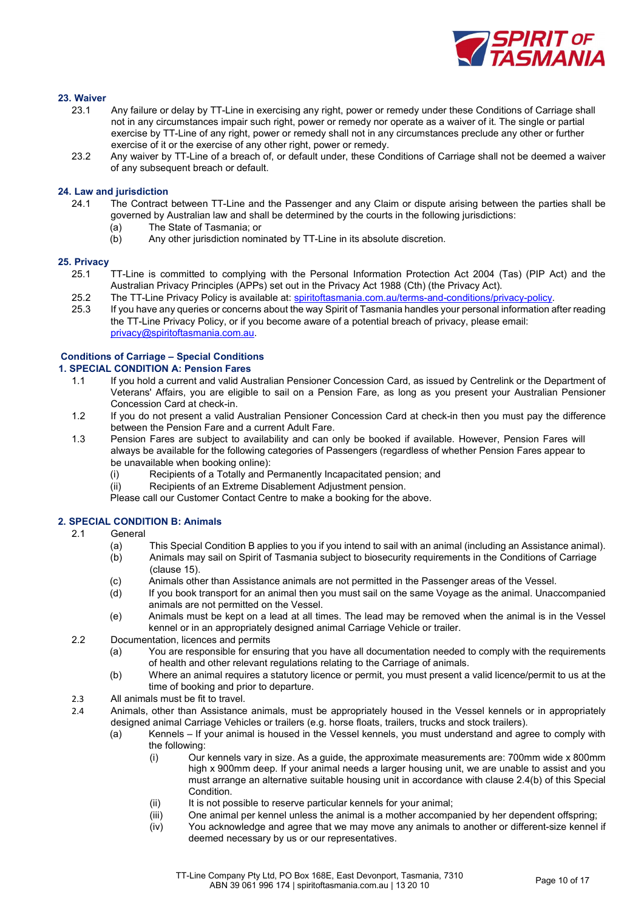## 23. Waiver

23.1 Any failure or delay by TT-Line in exercising any right, power or remedy under these Conditions of Carriage shall not in any circumstances impair such right, power or remedy nor operate as a waiver of it. The single or partial exercise by TT-Line of any right, power or remedy shall not in any circumstances preclude any other or further exercise of it or the exercise of any other right, power or remedy.

23.2 Any waiver by TT-Line of a breach of, or default under, these Conditions of Carriage shall not be deemed a waiver of any subsequent breach or default.

## 24. Law and jurisdiction

24.1 The Contract between TT-Line and the Passenger and any Claim or dispute arising between the parties shall be governed by Australian law and shall be determined by the courts in the following jurisdictions:

(a) The State of Tasmania; or

(b) Any other jurisdiction nominated by TT-Line in its absolute discretion.

## 25. Privacy

25.1 TT-Line is committed to complying with the Personal Information Protection Act 2004 (Tas) (PIP Act) and the Australian Privacy Principles (APPs) set out in the Privacy Act 1988 (Cth) (the Privacy Act).

25.2 The TT-Line Privacy Policy is available at: spiritoftasmania.com.au/terms-and-conditions/privacy-policy.

25.3 If you have any queries or concerns about the way Spirit of Tasmania handles your personal information after reading the TT-Line Privacy Policy, or if you become aware of a potential breach of privacy, please email: privacy@spiritoftasmania.com.au.

# Conditions of Carriage – Special Conditions

## 1. SPECIAL CONDITION A: Pension Fares

1.1 If you hold a current and valid Australian Pensioner Concession Card, as issued by Centrelink or the Department of Veterans' Affairs, you are eligible to sail on a Pension Fare, as long as you present your Australian Pensioner Concession Card at check-in.

1.2 If you do not present a valid Australian Pensioner Concession Card at check-in then you must pay the difference between the Pension Fare and a current Adult Fare.

1.3 Pension Fares are subject to availability and can only be booked if available. However, Pension Fares will always be available for the following categories of Passengers (regardless of whether Pension Fares appear to be unavailable when booking online):

(i) Recipients of a Totally and Permanently Incapacitated pension; and

(ii) Recipients of an Extreme Disablement Adjustment pension.

Please call our Customer Contact Centre to make a booking for the above.

## 2. SPECIAL CONDITION B: Animals

2.1 General

(a) This Special Condition B applies to you if you intend to sail with an animal (including an Assistance animal).

(b) Animals may sail on Spirit of Tasmania subject to biosecurity requirements in the Conditions of Carriage (clause 15).

(c) Animals other than Assistance animals are not permitted in the Passenger areas of the Vessel.

(d) If you book transport for an animal then you must sail on the same Voyage as the animal. Unaccompanied animals are not permitted on the Vessel.

(e) Animals must be kept on a lead at all times. The lead may be removed when the animal is in the Vessel kennel or in an appropriately designed animal Carriage Vehicle or trailer.

2.2 Documentation, licences and permits

(a) You are responsible for ensuring that you have all documentation needed to comply with the requirements of health and other relevant regulations relating to the Carriage of animals.

(b) Where an animal requires a statutory licence or permit, you must present a valid licence/permit to us at the time of booking and prior to departure.

2.3 All animals must be fit to travel.

2.4 Animals, other than Assistance animals, must be appropriately housed in the Vessel kennels or in appropriately designed animal Carriage Vehicles or trailers (e.g. horse floats, trailers, trucks and stock trailers).

(a) Kennels – If your animal is housed in the Vessel kennels, you must understand and agree to comply with the following:

(i) Our kennels vary in size. As a guide, the approximate measurements are: 700mm wide x 800mm high x 900mm deep. If your animal needs a larger housing unit, we are unable to assist and you must arrange an alternative suitable housing unit in accordance with clause 2.4(b) of this Special Condition.

(ii) It is not possible to reserve particular kennels for your animal;

(iii) One animal per kennel unless the animal is a mother accompanied by her dependent offspring;

(iv) You acknowledge and agree that we may move any animals to another or different-size kennel if deemed necessary by us or our representatives.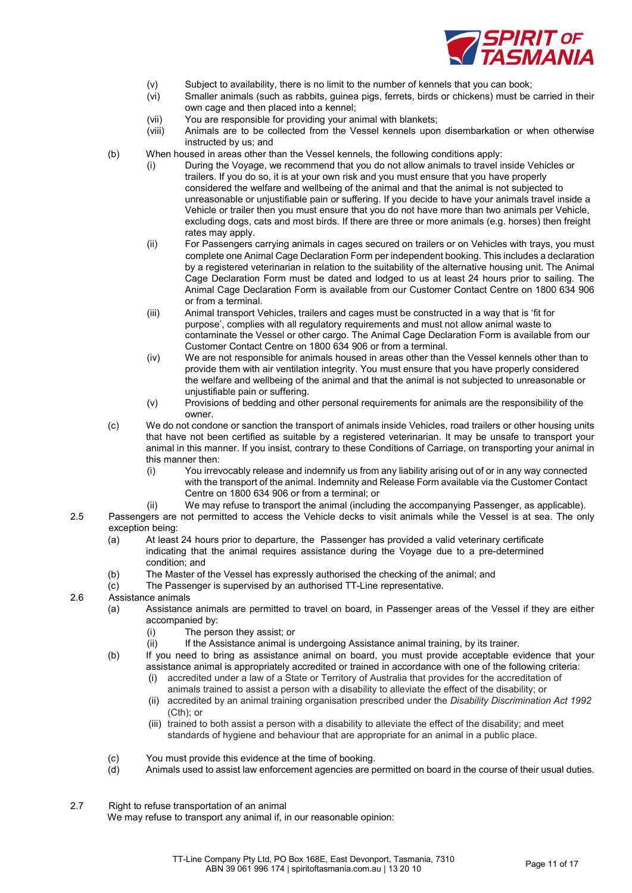- (v) Subject to availability, there is no limit to the number of kennels that you can book;
- (vi) Smaller animals (such as rabbits, guinea pigs, ferrets, birds or chickens) must be carried in their own cage and then placed into a kennel;
- (vii) You are responsible for providing your animal with blankets;
- (viii) Animals are to be collected from the Vessel kennels upon disembarkation or when otherwise instructed by us; and

(b) When housed in areas other than the Vessel kennels, the following conditions apply:

- (i) During the Voyage, we recommend that you do not allow animals to travel inside Vehicles or trailers. If you do so, it is at your own risk and you must ensure that you have properly considered the welfare and wellbeing of the animal and that the animal is not subjected to unreasonable or unjustifiable pain or suffering. If you decide to have your animals travel inside a Vehicle or trailer then you must ensure that you do not have more than two animals per Vehicle, excluding dogs, cats and most birds. If there are three or more animals (e.g. horses) then freight rates may apply.
- (ii) For Passengers carrying animals in cages secured on trailers or on Vehicles with trays, you must complete one Animal Cage Declaration Form per independent booking. This includes a declaration by a registered veterinarian in relation to the suitability of the alternative housing unit. The Animal Cage Declaration Form must be dated and lodged to us at least 24 hours prior to sailing. The Animal Cage Declaration Form is available from our Customer Contact Centre on 1800 634 906 or from a terminal.
- (iii) Animal transport Vehicles, trailers and cages must be constructed in a way that is 'fit for purpose', complies with all regulatory requirements and must not allow animal waste to contaminate the Vessel or other cargo. The Animal Cage Declaration Form is available from our Customer Contact Centre on 1800 634 906 or from a terminal.
- (iv) We are not responsible for animals housed in areas other than the Vessel kennels other than to provide them with air ventilation integrity. You must ensure that you have properly considered the welfare and wellbeing of the animal and that the animal is not subjected to unreasonable or unjustifiable pain or suffering.
- (v) Provisions of bedding and other personal requirements for animals are the responsibility of the owner.

(c) We do not condone or sanction the transport of animals inside Vehicles, road trailers or other housing units that have not been certified as suitable by a registered veterinarian. It may be unsafe to transport your animal in this manner. If you insist, contrary to these Conditions of Carriage, on transporting your animal in this manner then:

- (i) You irrevocably release and indemnify us from any liability arising out of or in any way connected with the transport of the animal. Indemnity and Release Form available via the Customer Contact Centre on 1800 634 906 or from a terminal; or
- (ii) We may refuse to transport the animal (including the accompanying Passenger, as applicable).

2.5 Passengers are not permitted to access the Vehicle decks to visit animals while the Vessel is at sea. The only exception being:

- (a) At least 24 hours prior to departure, the Passenger has provided a valid veterinary certificate indicating that the animal requires assistance during the Voyage due to a pre-determined condition; and
- (b) The Master of the Vessel has expressly authorised the checking of the animal; and
- (c) The Passenger is supervised by an authorised TT-Line representative.

2.6 Assistance animals

(a) Assistance animals are permitted to travel on board, in Passenger areas of the Vessel if they are either accompanied by:

- (i) The person they assist; or
- (ii) If the Assistance animal is undergoing Assistance animal training, by its trainer.

(b) If you need to bring as assistance animal on board, you must provide acceptable evidence that your assistance animal is appropriately accredited or trained in accordance with one of the following criteria:

- (i) accredited under a law of a State or Territory of Australia that provides for the accreditation of animals trained to assist a person with a disability to alleviate the effect of the disability; or
- (ii) accredited by an animal training organisation prescribed under the *Disability Discrimination Act 1992* (Cth); or
- (iii) trained to both assist a person with a disability to alleviate the effect of the disability; and meet standards of hygiene and behaviour that are appropriate for an animal in a public place.

(c) You must provide this evidence at the time of booking.

(d) Animals used to assist law enforcement agencies are permitted on board in the course of their usual duties.

2.7 Right to refuse transportation of an animal

We may refuse to transport any animal if, in our reasonable opinion: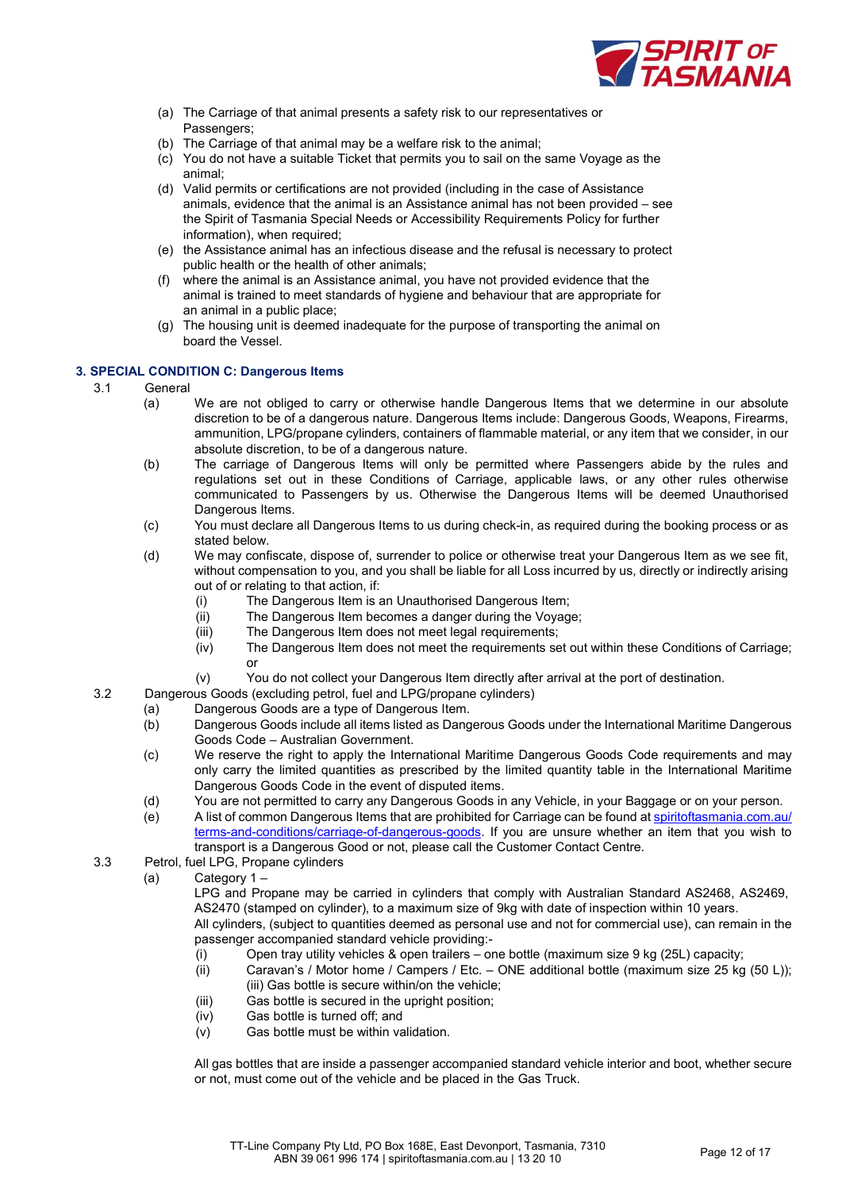(a) The Carriage of that animal presents a safety risk to our representatives or Passengers;
(b) The Carriage of that animal may be a welfare risk to the animal;
(c) You do not have a suitable Ticket that permits you to sail on the same Voyage as the animal;
(d) Valid permits or certifications are not provided (including in the case of Assistance animals, evidence that the animal is an Assistance animal has not been provided – see the Spirit of Tasmania Special Needs or Accessibility Requirements Policy for further information), when required;
(e) the Assistance animal has an infectious disease and the refusal is necessary to protect public health or the health of other animals;
(f) where the animal is an Assistance animal, you have not provided evidence that the animal is trained to meet standards of hygiene and behaviour that are appropriate for an animal in a public place;
(g) The housing unit is deemed inadequate for the purpose of transporting the animal on board the Vessel.

### 3. SPECIAL CONDITION C: Dangerous Items

3.1 General

(a) We are not obliged to carry or otherwise handle Dangerous Items that we determine in our absolute discretion to be of a dangerous nature. Dangerous Items include: Dangerous Goods, Weapons, Firearms, ammunition, LPG/propane cylinders, containers of flammable material, or any item that we consider, in our absolute discretion, to be of a dangerous nature.

(b) The carriage of Dangerous Items will only be permitted where Passengers abide by the rules and regulations set out in these Conditions of Carriage, applicable laws, or any other rules otherwise communicated to Passengers by us. Otherwise the Dangerous Items will be deemed Unauthorised Dangerous Items.

(c) You must declare all Dangerous Items to us during check-in, as required during the booking process or as stated below.

(d) We may confiscate, dispose of, surrender to police or otherwise treat your Dangerous Item as we see fit, without compensation to you, and you shall be liable for all Loss incurred by us, directly or indirectly arising out of or relating to that action, if:

- (i) The Dangerous Item is an Unauthorised Dangerous Item;
- (ii) The Dangerous Item becomes a danger during the Voyage;
- (iii) The Dangerous Item does not meet legal requirements;
- (iv) The Dangerous Item does not meet the requirements set out within these Conditions of Carriage; or
- (v) You do not collect your Dangerous Item directly after arrival at the port of destination.

3.2 Dangerous Goods (excluding petrol, fuel and LPG/propane cylinders)

(a) Dangerous Goods are a type of Dangerous Item.

(b) Dangerous Goods include all items listed as Dangerous Goods under the International Maritime Dangerous Goods Code – Australian Government.

(c) We reserve the right to apply the International Maritime Dangerous Goods Code requirements and may only carry the limited quantities as prescribed by the limited quantity table in the International Maritime Dangerous Goods Code in the event of disputed items.

(d) You are not permitted to carry any Dangerous Goods in any Vehicle, in your Baggage or on your person.

(e) A list of common Dangerous Items that are prohibited for Carriage can be found at [spiritoftasmania.com.au/terms-and-conditions/carriage-of-dangerous-goods](spiritoftasmania.com.au/terms-and-conditions/carriage-of-dangerous-goods). If you are unsure whether an item that you wish to transport is a Dangerous Good or not, please call the Customer Contact Centre.

3.3 Petrol, fuel LPG, Propane cylinders

(a) Category 1 –

LPG and Propane may be carried in cylinders that comply with Australian Standard AS2468, AS2469, AS2470 (stamped on cylinder), to a maximum size of 9kg with date of inspection within 10 years.

All cylinders, (subject to quantities deemed as personal use and not for commercial use), can remain in the passenger accompanied standard vehicle providing:-

- (i) Open tray utility vehicles & open trailers – one bottle (maximum size 9 kg (25L) capacity;
- (ii) Caravan's / Motor home / Campers / Etc. – ONE additional bottle (maximum size 25 kg (50 L)); (iii) Gas bottle is secure within/on the vehicle;
- (iii) Gas bottle is secured in the upright position;
- (iv) Gas bottle is turned off; and
- (v) Gas bottle must be within validation.

All gas bottles that are inside a passenger accompanied standard vehicle interior and boot, whether secure or not, must come out of the vehicle and be placed in the Gas Truck.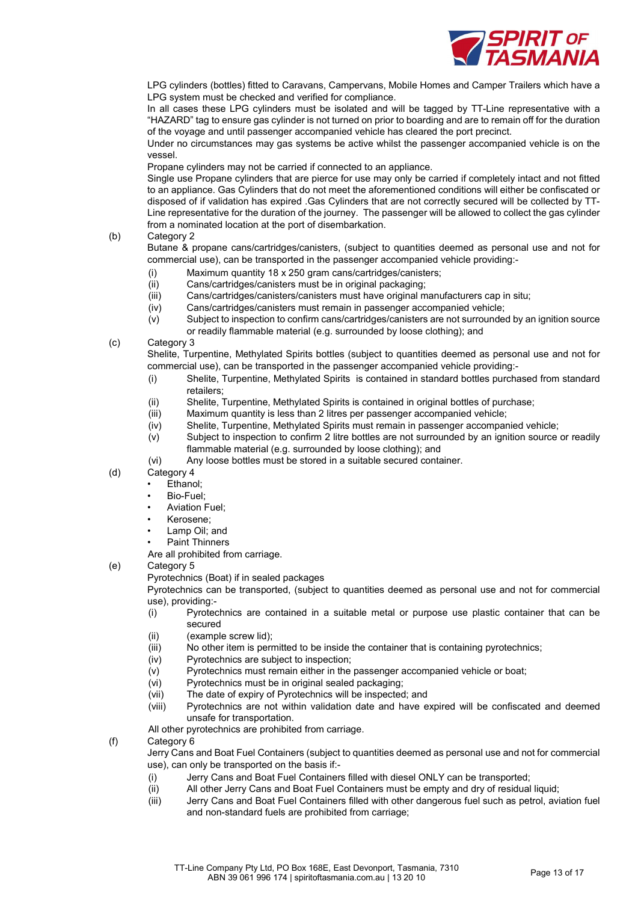LPG cylinders (bottles) fitted to Caravans, Campervans, Mobile Homes and Camper Trailers which have a LPG system must be checked and verified for compliance.

In all cases these LPG cylinders must be isolated and will be tagged by TT-Line representative with a "HAZARD" tag to ensure gas cylinder is not turned on prior to boarding and are to remain off for the duration of the voyage and until passenger accompanied vehicle has cleared the port precinct.

Under no circumstances may gas systems be active whilst the passenger accompanied vehicle is on the vessel.

Propane cylinders may not be carried if connected to an appliance.

Single use Propane cylinders that are pierce for use may only be carried if completely intact and not fitted to an appliance. Gas Cylinders that do not meet the aforementioned conditions will either be confiscated or disposed of if validation has expired .Gas Cylinders that are not correctly secured will be collected by TT-Line representative for the duration of the journey. The passenger will be allowed to collect the gas cylinder from a nominated location at the port of disembarkation.

(b) Category 2

Butane & propane cans/cartridges/canisters, (subject to quantities deemed as personal use and not for commercial use), can be transported in the passenger accompanied vehicle providing:-

- (i) Maximum quantity 18 x 250 gram cans/cartridges/canisters;
- (ii) Cans/cartridges/canisters must be in original packaging;
- (iii) Cans/cartridges/canisters/canisters must have original manufacturers cap in situ;
- (iv) Cans/cartridges/canisters must remain in passenger accompanied vehicle;
- (v) Subject to inspection to confirm cans/cartridges/canisters are not surrounded by an ignition source or readily flammable material (e.g. surrounded by loose clothing); and

(c) Category 3

Shelite, Turpentine, Methylated Spirits bottles (subject to quantities deemed as personal use and not for commercial use), can be transported in the passenger accompanied vehicle providing:-

- (i) Shelite, Turpentine, Methylated Spirits is contained in standard bottles purchased from standard retailers;
- (ii) Shelite, Turpentine, Methylated Spirits is contained in original bottles of purchase;
- (iii) Maximum quantity is less than 2 litres per passenger accompanied vehicle;
- (iv) Shelite, Turpentine, Methylated Spirits must remain in passenger accompanied vehicle;
- (v) Subject to inspection to confirm 2 litre bottles are not surrounded by an ignition source or readily flammable material (e.g. surrounded by loose clothing); and
- (vi) Any loose bottles must be stored in a suitable secured container.

(d) Category 4

- Ethanol;
- Bio-Fuel;
- Aviation Fuel;
- Kerosene;
- Lamp Oil; and
- Paint Thinners

Are all prohibited from carriage.

(e) Category 5

Pyrotechnics (Boat) if in sealed packages

Pyrotechnics can be transported, (subject to quantities deemed as personal use and not for commercial use), providing:-

- (i) Pyrotechnics are contained in a suitable metal or purpose use plastic container that can be secured
- (ii) (example screw lid);
- (iii) No other item is permitted to be inside the container that is containing pyrotechnics;
- (iv) Pyrotechnics are subject to inspection;
- (v) Pyrotechnics must remain either in the passenger accompanied vehicle or boat;
- (vi) Pyrotechnics must be in original sealed packaging;
- (vii) The date of expiry of Pyrotechnics will be inspected; and
- (viii) Pyrotechnics are not within validation date and have expired will be confiscated and deemed unsafe for transportation.

All other pyrotechnics are prohibited from carriage.

(f) Category 6

Jerry Cans and Boat Fuel Containers (subject to quantities deemed as personal use and not for commercial use), can only be transported on the basis if:-

- (i) Jerry Cans and Boat Fuel Containers filled with diesel ONLY can be transported;
- (ii) All other Jerry Cans and Boat Fuel Containers must be empty and dry of residual liquid;
- (iii) Jerry Cans and Boat Fuel Containers filled with other dangerous fuel such as petrol, aviation fuel and non-standard fuels are prohibited from carriage;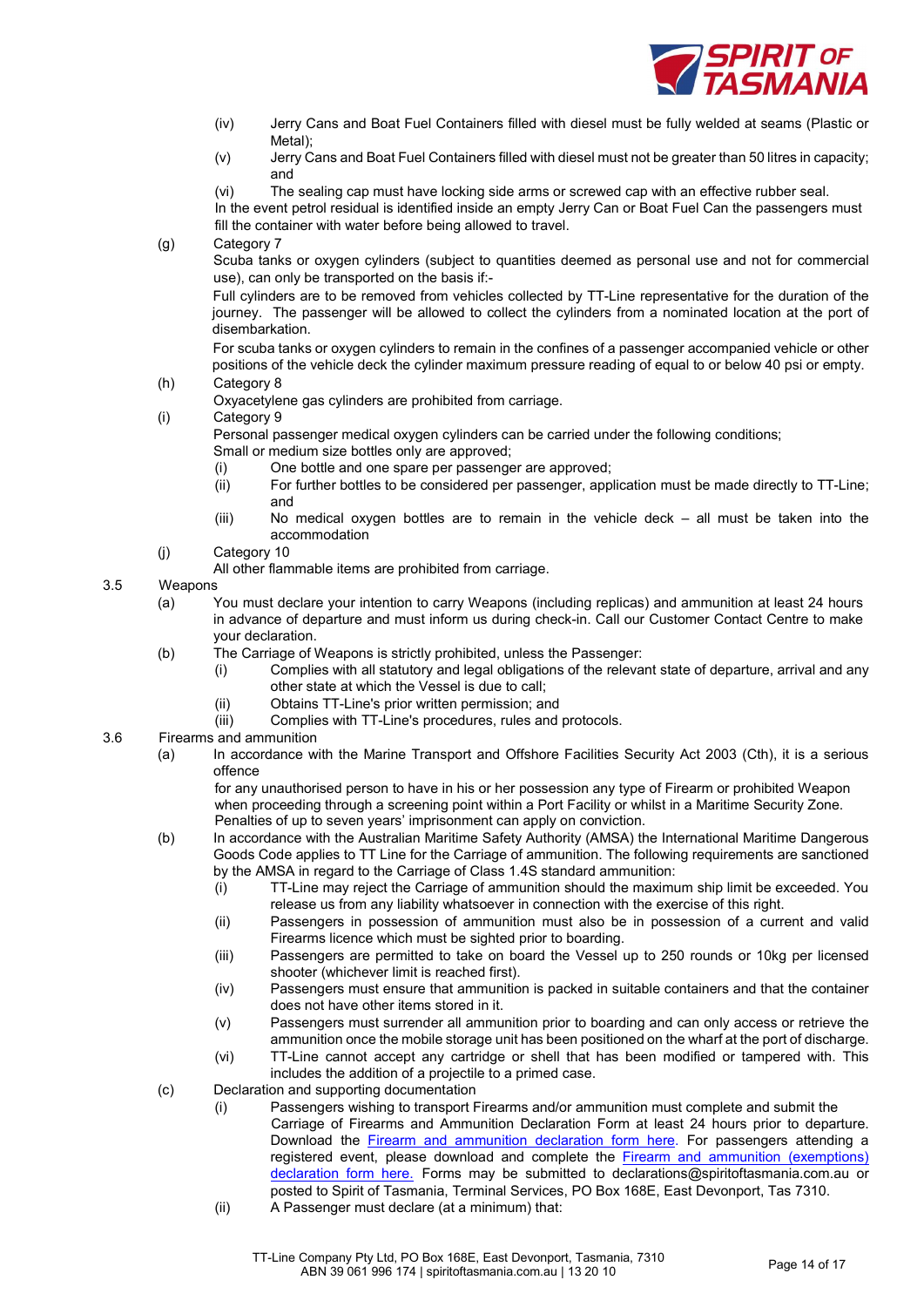(iv) Jerry Cans and Boat Fuel Containers filled with diesel must be fully welded at seams (Plastic or Metal);

(v) Jerry Cans and Boat Fuel Containers filled with diesel must not be greater than 50 litres in capacity; and

(vi) The sealing cap must have locking side arms or screwed cap with an effective rubber seal.

In the event petrol residual is identified inside an empty Jerry Can or Boat Fuel Can the passengers must fill the container with water before being allowed to travel.

(g) Category 7

Scuba tanks or oxygen cylinders (subject to quantities deemed as personal use and not for commercial use), can only be transported on the basis if:-

Full cylinders are to be removed from vehicles collected by TT-Line representative for the duration of the journey. The passenger will be allowed to collect the cylinders from a nominated location at the port of disembarkation.

For scuba tanks or oxygen cylinders to remain in the confines of a passenger accompanied vehicle or other positions of the vehicle deck the cylinder maximum pressure reading of equal to or below 40 psi or empty.

(h) Category 8

Oxyacetylene gas cylinders are prohibited from carriage.

(i) Category 9

Personal passenger medical oxygen cylinders can be carried under the following conditions;

Small or medium size bottles only are approved;

(i) One bottle and one spare per passenger are approved;

(ii) For further bottles to be considered per passenger, application must be made directly to TT-Line; and

(iii) No medical oxygen bottles are to remain in the vehicle deck – all must be taken into the accommodation

(j) Category 10

All other flammable items are prohibited from carriage.

3.5 Weapons

(a) You must declare your intention to carry Weapons (including replicas) and ammunition at least 24 hours in advance of departure and must inform us during check-in. Call our Customer Contact Centre to make your declaration.

(b) The Carriage of Weapons is strictly prohibited, unless the Passenger:

(i) Complies with all statutory and legal obligations of the relevant state of departure, arrival and any other state at which the Vessel is due to call;

(ii) Obtains TT-Line's prior written permission; and

(iii) Complies with TT-Line's procedures, rules and protocols.

3.6 Firearms and ammunition

(a) In accordance with the Marine Transport and Offshore Facilities Security Act 2003 (Cth), it is a serious offence

for any unauthorised person to have in his or her possession any type of Firearm or prohibited Weapon when proceeding through a screening point within a Port Facility or whilst in a Maritime Security Zone. Penalties of up to seven years' imprisonment can apply on conviction.

(b) In accordance with the Australian Maritime Safety Authority (AMSA) the International Maritime Dangerous Goods Code applies to TT Line for the Carriage of ammunition. The following requirements are sanctioned by the AMSA in regard to the Carriage of Class 1.4S standard ammunition:

(i) TT-Line may reject the Carriage of ammunition should the maximum ship limit be exceeded. You release us from any liability whatsoever in connection with the exercise of this right.

(ii) Passengers in possession of ammunition must also be in possession of a current and valid Firearms licence which must be sighted prior to boarding.

(iii) Passengers are permitted to take on board the Vessel up to 250 rounds or 10kg per licensed shooter (whichever limit is reached first).

(iv) Passengers must ensure that ammunition is packed in suitable containers and that the container does not have other items stored in it.

(v) Passengers must surrender all ammunition prior to boarding and can only access or retrieve the ammunition once the mobile storage unit has been positioned on the wharf at the port of discharge.

(vi) TT-Line cannot accept any cartridge or shell that has been modified or tampered with. This includes the addition of a projectile to a primed case.

(c) Declaration and supporting documentation

(i) Passengers wishing to transport Firearms and/or ammunition must complete and submit the Carriage of Firearms and Ammunition Declaration Form at least 24 hours prior to departure. Download the Firearm and ammunition declaration form here. For passengers attending a registered event, please download and complete the Firearm and ammunition (exemptions) declaration form here. Forms may be submitted to declarations@spiritoftasmania.com.au or posted to Spirit of Tasmania, Terminal Services, PO Box 168E, East Devonport, Tas 7310.

(ii) A Passenger must declare (at a minimum) that: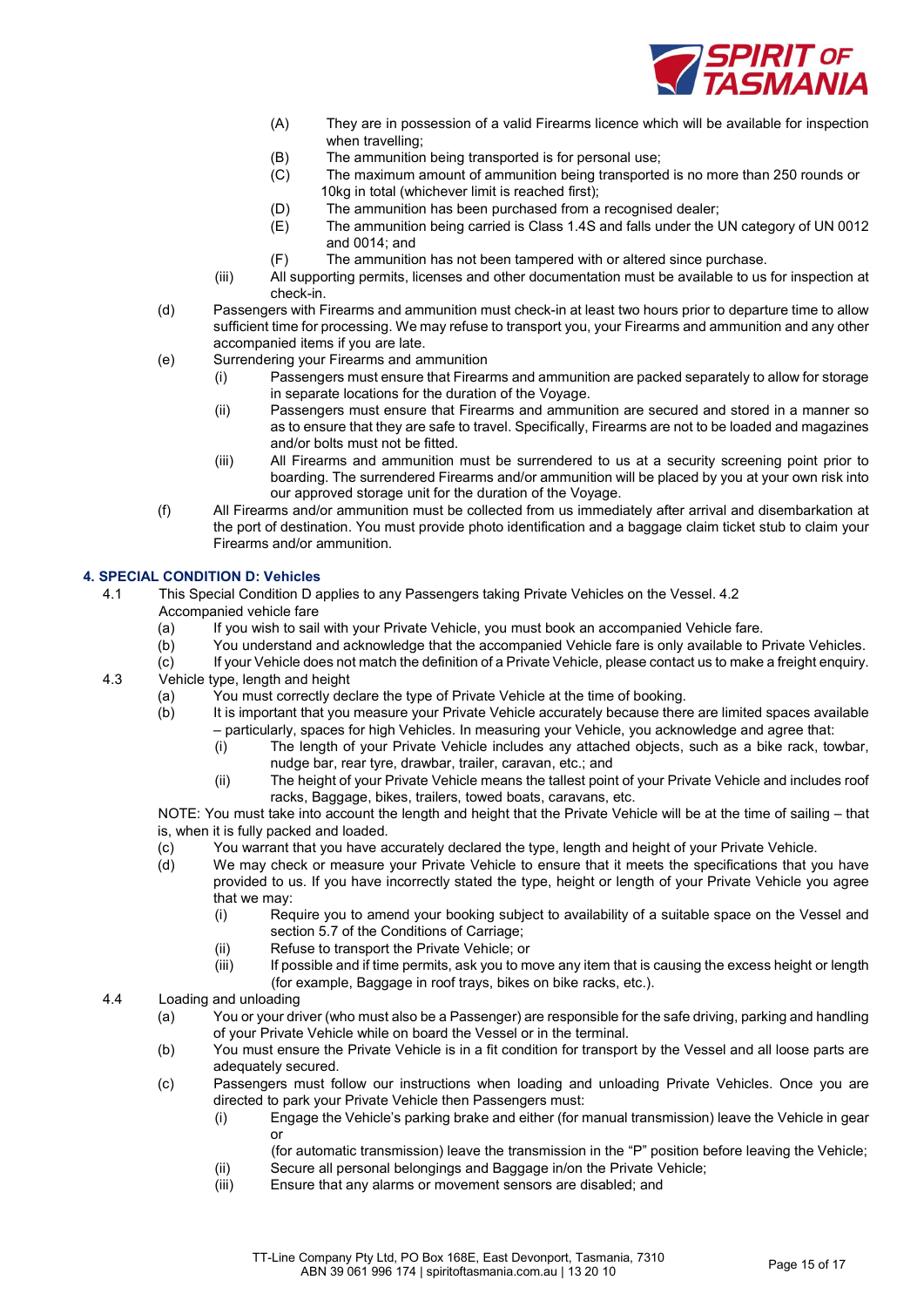(A) They are in possession of a valid Firearms licence which will be available for inspection when travelling;

(B) The ammunition being transported is for personal use;

(C) The maximum amount of ammunition being transported is no more than 250 rounds or 10kg in total (whichever limit is reached first);

(D) The ammunition has been purchased from a recognised dealer;

(E) The ammunition being carried is Class 1.4S and falls under the UN category of UN 0012 and 0014; and

(F) The ammunition has not been tampered with or altered since purchase.

(iii) All supporting permits, licenses and other documentation must be available to us for inspection at check-in.

(d) Passengers with Firearms and ammunition must check-in at least two hours prior to departure time to allow sufficient time for processing. We may refuse to transport you, your Firearms and ammunition and any other accompanied items if you are late.

(e) Surrendering your Firearms and ammunition

(i) Passengers must ensure that Firearms and ammunition are packed separately to allow for storage in separate locations for the duration of the Voyage.

(ii) Passengers must ensure that Firearms and ammunition are secured and stored in a manner so as to ensure that they are safe to travel. Specifically, Firearms are not to be loaded and magazines and/or bolts must not be fitted.

(iii) All Firearms and ammunition must be surrendered to us at a security screening point prior to boarding. The surrendered Firearms and/or ammunition will be placed by you at your own risk into our approved storage unit for the duration of the Voyage.

(f) All Firearms and/or ammunition must be collected from us immediately after arrival and disembarkation at the port of destination. You must provide photo identification and a baggage claim ticket stub to claim your Firearms and/or ammunition.

## 4. SPECIAL CONDITION D: Vehicles

4.1 This Special Condition D applies to any Passengers taking Private Vehicles on the Vessel.

4.2 Accompanied vehicle fare

(a) If you wish to sail with your Private Vehicle, you must book an accompanied Vehicle fare.

(b) You understand and acknowledge that the accompanied Vehicle fare is only available to Private Vehicles.

(c) If your Vehicle does not match the definition of a Private Vehicle, please contact us to make a freight enquiry.

4.3 Vehicle type, length and height

(a) You must correctly declare the type of Private Vehicle at the time of booking.

(b) It is important that you measure your Private Vehicle accurately because there are limited spaces available – particularly, spaces for high Vehicles. In measuring your Vehicle, you acknowledge and agree that:

(i) The length of your Private Vehicle includes any attached objects, such as a bike rack, towbar, nudge bar, rear tyre, drawbar, trailer, caravan, etc.; and

(ii) The height of your Private Vehicle means the tallest point of your Private Vehicle and includes roof racks, Baggage, bikes, trailers, towed boats, caravans, etc.

NOTE: You must take into account the length and height that the Private Vehicle will be at the time of sailing – that is, when it is fully packed and loaded.

(c) You warrant that you have accurately declared the type, length and height of your Private Vehicle.

(d) We may check or measure your Private Vehicle to ensure that it meets the specifications that you have provided to us. If you have incorrectly stated the type, height or length of your Private Vehicle you agree that we may:

(i) Require you to amend your booking subject to availability of a suitable space on the Vessel and section 5.7 of the Conditions of Carriage;

(ii) Refuse to transport the Private Vehicle; or

(iii) If possible and if time permits, ask you to move any item that is causing the excess height or length (for example, Baggage in roof trays, bikes on bike racks, etc.).

4.4 Loading and unloading

(a) You or your driver (who must also be a Passenger) are responsible for the safe driving, parking and handling of your Private Vehicle while on board the Vessel or in the terminal.

(b) You must ensure the Private Vehicle is in a fit condition for transport by the Vessel and all loose parts are adequately secured.

(c) Passengers must follow our instructions when loading and unloading Private Vehicles. Once you are directed to park your Private Vehicle then Passengers must:

(i) Engage the Vehicle's parking brake and either (for manual transmission) leave the Vehicle in gear or (for automatic transmission) leave the transmission in the "P" position before leaving the Vehicle;

(ii) Secure all personal belongings and Baggage in/on the Private Vehicle;

(iii) Ensure that any alarms or movement sensors are disabled; and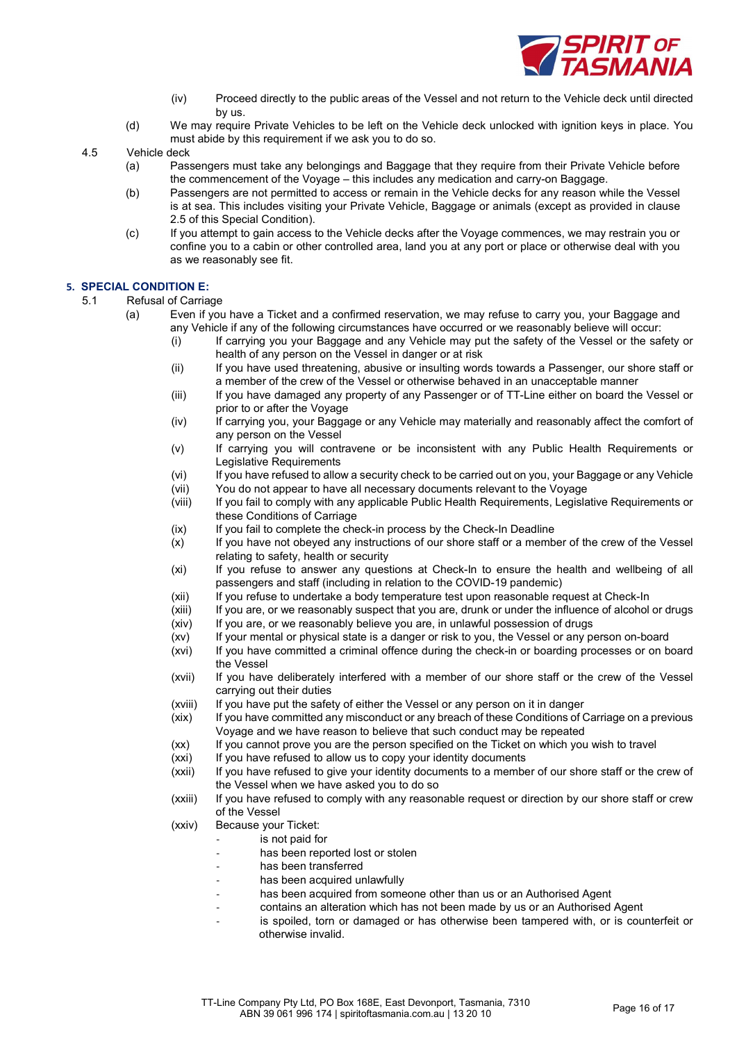(iv) Proceed directly to the public areas of the Vessel and not return to the Vehicle deck until directed by us.

(d) We may require Private Vehicles to be left on the Vehicle deck unlocked with ignition keys in place. You must abide by this requirement if we ask you to do so.

4.5 Vehicle deck

(a) Passengers must take any belongings and Baggage that they require from their Private Vehicle before the commencement of the Voyage – this includes any medication and carry-on Baggage.

(b) Passengers are not permitted to access or remain in the Vehicle decks for any reason while the Vessel is at sea. This includes visiting your Private Vehicle, Baggage or animals (except as provided in clause 2.5 of this Special Condition).

(c) If you attempt to gain access to the Vehicle decks after the Voyage commences, we may restrain you or confine you to a cabin or other controlled area, land you at any port or place or otherwise deal with you as we reasonably see fit.

## 5. SPECIAL CONDITION E:

5.1 Refusal of Carriage

(a) Even if you have a Ticket and a confirmed reservation, we may refuse to carry you, your Baggage and any Vehicle if any of the following circumstances have occurred or we reasonably believe will occur:

(i) If carrying you your Baggage and any Vehicle may put the safety of the Vessel or the safety or health of any person on the Vessel in danger or at risk

(ii) If you have used threatening, abusive or insulting words towards a Passenger, our shore staff or a member of the crew of the Vessel or otherwise behaved in an unacceptable manner

(iii) If you have damaged any property of any Passenger or of TT-Line either on board the Vessel or prior to or after the Voyage

(iv) If carrying you, your Baggage or any Vehicle may materially and reasonably affect the comfort of any person on the Vessel

(v) If carrying you will contravene or be inconsistent with any Public Health Requirements or Legislative Requirements

(vi) If you have refused to allow a security check to be carried out on you, your Baggage or any Vehicle

(vii) You do not appear to have all necessary documents relevant to the Voyage

(viii) If you fail to comply with any applicable Public Health Requirements, Legislative Requirements or these Conditions of Carriage

(ix) If you fail to complete the check-in process by the Check-In Deadline

(x) If you have not obeyed any instructions of our shore staff or a member of the crew of the Vessel relating to safety, health or security

(xi) If you refuse to answer any questions at Check-In to ensure the health and wellbeing of all passengers and staff (including in relation to the COVID-19 pandemic)

(xii) If you refuse to undertake a body temperature test upon reasonable request at Check-In

(xiii) If you are, or we reasonably suspect that you are, drunk or under the influence of alcohol or drugs

(xiv) If you are, or we reasonably believe you are, in unlawful possession of drugs

(xv) If your mental or physical state is a danger or risk to you, the Vessel or any person on-board

(xvi) If you have committed a criminal offence during the check-in or boarding processes or on board the Vessel

(xvii) If you have deliberately interfered with a member of our shore staff or the crew of the Vessel carrying out their duties

(xviii) If you have put the safety of either the Vessel or any person on it in danger

(xix) If you have committed any misconduct or any breach of these Conditions of Carriage on a previous Voyage and we have reason to believe that such conduct may be repeated

(xx) If you cannot prove you are the person specified on the Ticket on which you wish to travel

(xxi) If you have refused to allow us to copy your identity documents

(xxii) If you have refused to give your identity documents to a member of our shore staff or the crew of the Vessel when we have asked you to do so

(xxiii) If you have refused to comply with any reasonable request or direction by our shore staff or crew of the Vessel

(xxiv) Because your Ticket:

- is not paid for
- has been reported lost or stolen
- has been transferred
- has been acquired unlawfully
- has been acquired from someone other than us or an Authorised Agent
- contains an alteration which has not been made by us or an Authorised Agent
- is spoiled, torn or damaged or has otherwise been tampered with, or is counterfeit or otherwise invalid.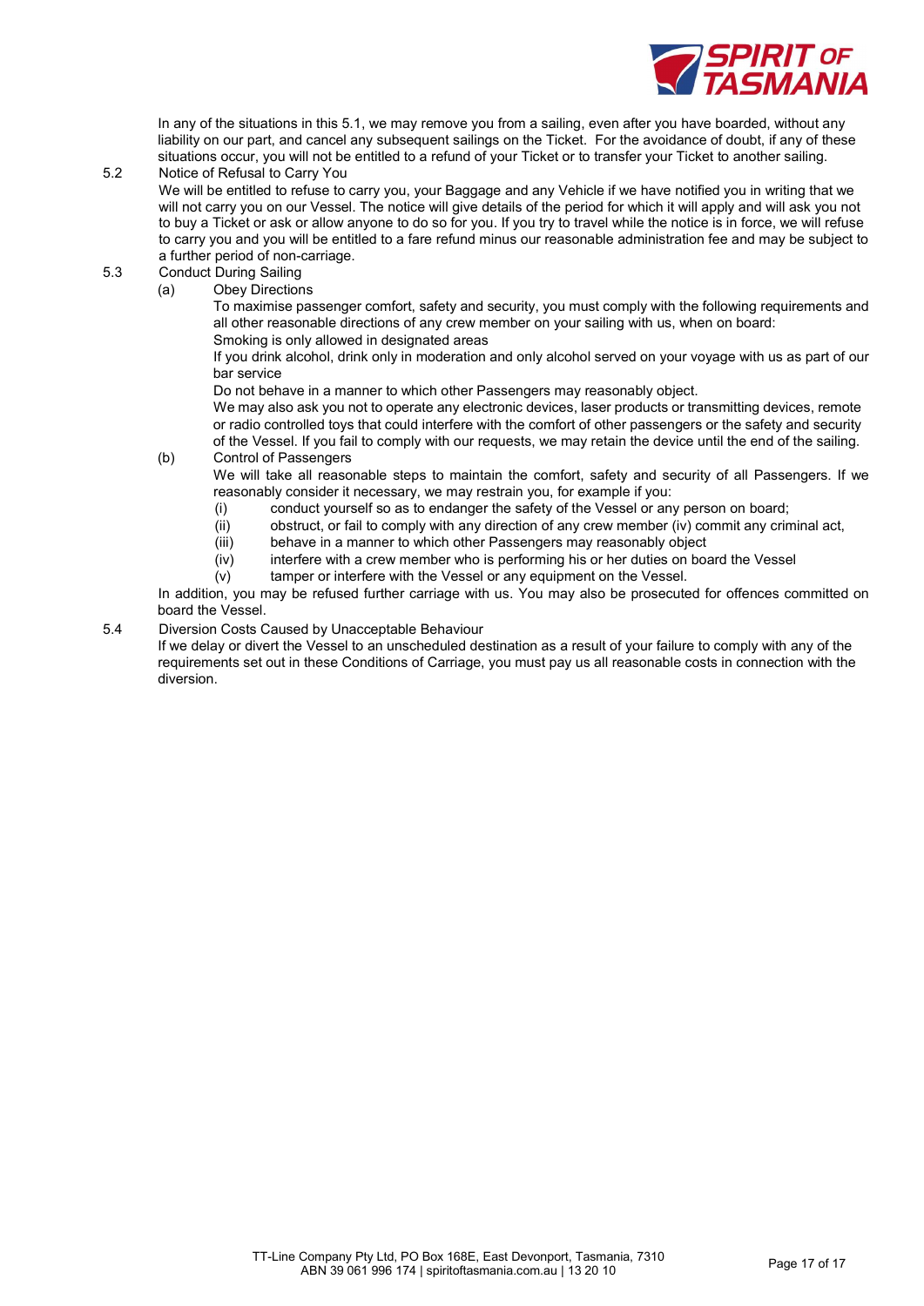In any of the situations in this 5.1, we may remove you from a sailing, even after you have boarded, without any liability on our part, and cancel any subsequent sailings on the Ticket. For the avoidance of doubt, if any of these situations occur, you will not be entitled to a refund of your Ticket or to transfer your Ticket to another sailing.

5.2 Notice of Refusal to Carry You

We will be entitled to refuse to carry you, your Baggage and any Vehicle if we have notified you in writing that we will not carry you on our Vessel. The notice will give details of the period for which it will apply and will ask you not to buy a Ticket or ask or allow anyone to do so for you. If you try to travel while the notice is in force, we will refuse to carry you and you will be entitled to a fare refund minus our reasonable administration fee and may be subject to a further period of non-carriage.

5.3 Conduct During Sailing

(a) Obey Directions

To maximise passenger comfort, safety and security, you must comply with the following requirements and all other reasonable directions of any crew member on your sailing with us, when on board:

Smoking is only allowed in designated areas

If you drink alcohol, drink only in moderation and only alcohol served on your voyage with us as part of our bar service

Do not behave in a manner to which other Passengers may reasonably object.

We may also ask you not to operate any electronic devices, laser products or transmitting devices, remote or radio controlled toys that could interfere with the comfort of other passengers or the safety and security of the Vessel. If you fail to comply with our requests, we may retain the device until the end of the sailing.

(b) Control of Passengers

We will take all reasonable steps to maintain the comfort, safety and security of all Passengers. If we reasonably consider it necessary, we may restrain you, for example if you:

(i) conduct yourself so as to endanger the safety of the Vessel or any person on board;

(ii) obstruct, or fail to comply with any direction of any crew member (iv) commit any criminal act,

(iii) behave in a manner to which other Passengers may reasonably object

(iv) interfere with a crew member who is performing his or her duties on board the Vessel

(v) tamper or interfere with the Vessel or any equipment on the Vessel.

In addition, you may be refused further carriage with us. You may also be prosecuted for offences committed on board the Vessel.

5.4 Diversion Costs Caused by Unacceptable Behaviour

If we delay or divert the Vessel to an unscheduled destination as a result of your failure to comply with any of the requirements set out in these Conditions of Carriage, you must pay us all reasonable costs in connection with the diversion.